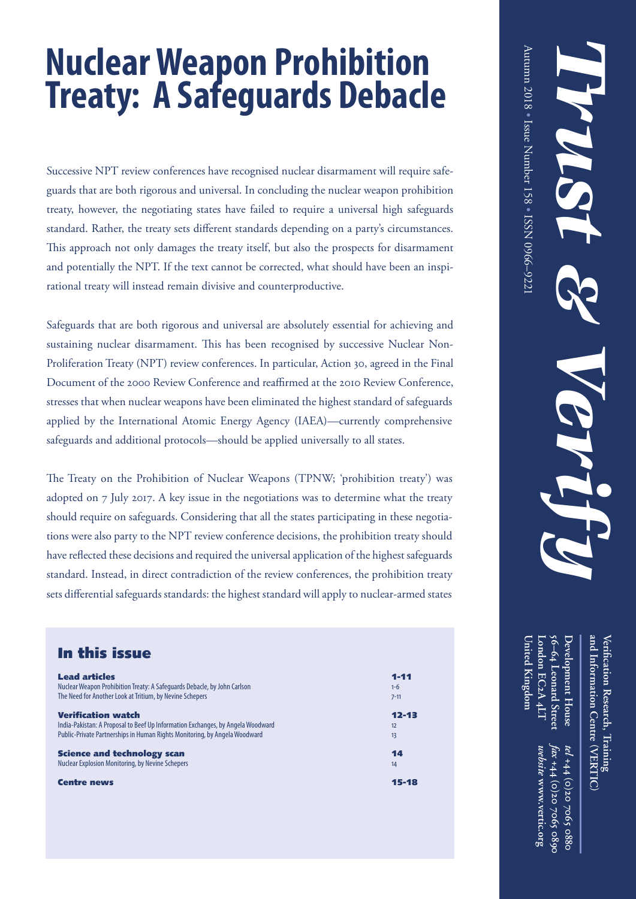# Nuclear Weapon Prohibition Treaty: A Safeguards Debacle

Successive NPT review conferences have recognised nuclear disarmament will require safeguards that are both rigorous and universal. In concluding the nuclear weapon prohibition treaty, however, the negotiating states have failed to require a universal high safeguards standard. Rather, the treaty sets different standards depending on a party's circumstances. This approach not only damages the treaty itself, but also the prospects for disarmament and potentially the NPT. If the text cannot be corrected, what should have been an inspirational treaty will instead remain divisive and counterproductive.

Safeguards that are both rigorous and universal are absolutely essential for achieving and sustaining nuclear disarmament. This has been recognised by successive Nuclear Non-Proliferation Treaty (NPT) review conferences. In particular, Action 30, agreed in the Final Document of the 2000 Review Conference and reaffirmed at the 2010 Review Conference, stresses that when nuclear weapons have been eliminated the highest standard of safeguards applied by the International Atomic Energy Agency (IAEA)—currently comprehensive safeguards and additional protocols—should be applied universally to all states.

The Treaty on the Prohibition of Nuclear Weapons (TPNW; 'prohibition treaty') was adopted on 7 July 2017. A key issue in the negotiations was to determine what the treaty should require on safeguards. Considering that all the states participating in these negotiations were also party to the NPT review conference decisions, the prohibition treaty should have reflected these decisions and required the universal application of the highest safeguards standard. Instead, in direct contradiction of the review conferences, the prohibition treaty sets differential safeguards standards: the highest standard will apply to nuclear-armed states

## In this issue

| | |
|---|---|
| **Lead articles** | **1-11** |
| Nuclear Weapon Prohibition Treaty: A Safeguards Debacle, by John Carlson | 1-6 |
| The Need for Another Look at Tritium, by Nevine Schepers | 7-11 |
| **Verification watch** | **12-13** |
| India-Pakistan: A Proposal to Beef Up Information Exchanges, by Angela Woodward | 12 |
| Public-Private Partnerships in Human Rights Monitoring, by Angela Woodward | 13 |
| **Science and technology scan** | **14** |
| Nuclear Explosion Monitoring, by Nevine Schepers | 14 |
| **Centre news** | **15-18** |

# Trust & Verify

Autumn 2018 • Issue Number 158 • ISSN 0966–9221

Verification Research, Training and Information Centre (VERTIC)

Development House
56–64 Leonard Street
London EC2A 4LT
United Kingdom

*tel* +44 (0)20 7065 0880
*fax* +44 (0)20 7065 0890
*website* www.vertic.org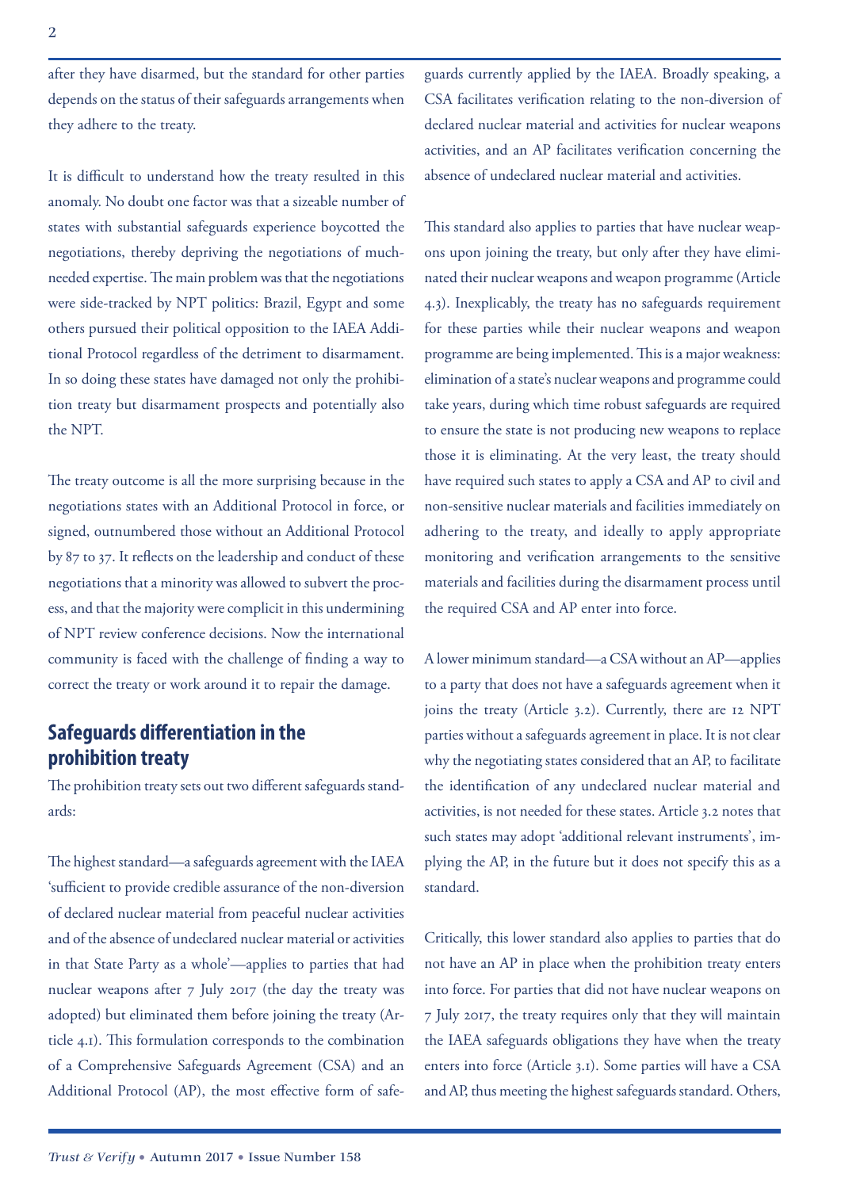after they have disarmed, but the standard for other parties depends on the status of their safeguards arrangements when they adhere to the treaty.

It is difficult to understand how the treaty resulted in this anomaly. No doubt one factor was that a sizeable number of states with substantial safeguards experience boycotted the negotiations, thereby depriving the negotiations of much-needed expertise. The main problem was that the negotiations were side-tracked by NPT politics: Brazil, Egypt and some others pursued their political opposition to the IAEA Additional Protocol regardless of the detriment to disarmament. In so doing these states have damaged not only the prohibition treaty but disarmament prospects and potentially also the NPT.

The treaty outcome is all the more surprising because in the negotiations states with an Additional Protocol in force, or signed, outnumbered those without an Additional Protocol by 87 to 37. It reflects on the leadership and conduct of these negotiations that a minority was allowed to subvert the process, and that the majority were complicit in this undermining of NPT review conference decisions. Now the international community is faced with the challenge of finding a way to correct the treaty or work around it to repair the damage.

## Safeguards differentiation in the prohibition treaty

The prohibition treaty sets out two different safeguards standards:

The highest standard—a safeguards agreement with the IAEA 'sufficient to provide credible assurance of the non-diversion of declared nuclear material from peaceful nuclear activities and of the absence of undeclared nuclear material or activities in that State Party as a whole'—applies to parties that had nuclear weapons after 7 July 2017 (the day the treaty was adopted) but eliminated them before joining the treaty (Article 4.1). This formulation corresponds to the combination of a Comprehensive Safeguards Agreement (CSA) and an Additional Protocol (AP), the most effective form of safeguards currently applied by the IAEA. Broadly speaking, a CSA facilitates verification relating to the non-diversion of declared nuclear material and activities for nuclear weapons activities, and an AP facilitates verification concerning the absence of undeclared nuclear material and activities.

This standard also applies to parties that have nuclear weapons upon joining the treaty, but only after they have eliminated their nuclear weapons and weapon programme (Article 4.3). Inexplicably, the treaty has no safeguards requirement for these parties while their nuclear weapons and weapon programme are being implemented. This is a major weakness: elimination of a state's nuclear weapons and programme could take years, during which time robust safeguards are required to ensure the state is not producing new weapons to replace those it is eliminating. At the very least, the treaty should have required such states to apply a CSA and AP to civil and non-sensitive nuclear materials and facilities immediately on adhering to the treaty, and ideally to apply appropriate monitoring and verification arrangements to the sensitive materials and facilities during the disarmament process until the required CSA and AP enter into force.

A lower minimum standard—a CSA without an AP—applies to a party that does not have a safeguards agreement when it joins the treaty (Article 3.2). Currently, there are 12 NPT parties without a safeguards agreement in place. It is not clear why the negotiating states considered that an AP, to facilitate the identification of any undeclared nuclear material and activities, is not needed for these states. Article 3.2 notes that such states may adopt 'additional relevant instruments', implying the AP, in the future but it does not specify this as a standard.

Critically, this lower standard also applies to parties that do not have an AP in place when the prohibition treaty enters into force. For parties that did not have nuclear weapons on 7 July 2017, the treaty requires only that they will maintain the IAEA safeguards obligations they have when the treaty enters into force (Article 3.1). Some parties will have a CSA and AP, thus meeting the highest safeguards standard. Others,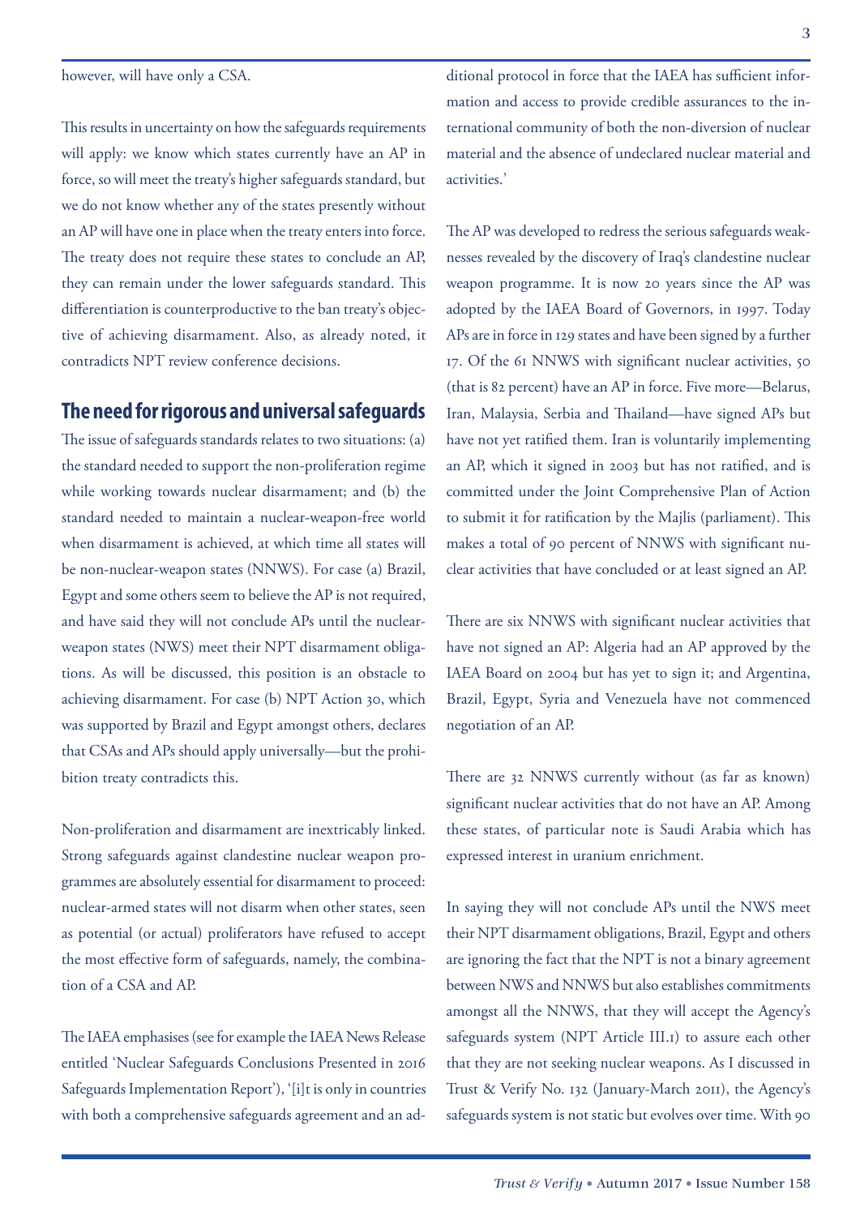however, will have only a CSA.

This results in uncertainty on how the safeguards requirements will apply: we know which states currently have an AP in force, so will meet the treaty's higher safeguards standard, but we do not know whether any of the states presently without an AP will have one in place when the treaty enters into force. The treaty does not require these states to conclude an AP, they can remain under the lower safeguards standard. This differentiation is counterproductive to the ban treaty's objective of achieving disarmament. Also, as already noted, it contradicts NPT review conference decisions.

## The need for rigorous and universal safeguards

The issue of safeguards standards relates to two situations: (a) the standard needed to support the non-proliferation regime while working towards nuclear disarmament; and (b) the standard needed to maintain a nuclear-weapon-free world when disarmament is achieved, at which time all states will be non-nuclear-weapon states (NNWS). For case (a) Brazil, Egypt and some others seem to believe the AP is not required, and have said they will not conclude APs until the nuclear-weapon states (NWS) meet their NPT disarmament obligations. As will be discussed, this position is an obstacle to achieving disarmament. For case (b) NPT Action 30, which was supported by Brazil and Egypt amongst others, declares that CSAs and APs should apply universally—but the prohibition treaty contradicts this.

Non-proliferation and disarmament are inextricably linked. Strong safeguards against clandestine nuclear weapon programmes are absolutely essential for disarmament to proceed: nuclear-armed states will not disarm when other states, seen as potential (or actual) proliferators have refused to accept the most effective form of safeguards, namely, the combination of a CSA and AP.

The IAEA emphasises (see for example the IAEA News Release entitled 'Nuclear Safeguards Conclusions Presented in 2016 Safeguards Implementation Report'), '[i]t is only in countries with both a comprehensive safeguards agreement and an additional protocol in force that the IAEA has sufficient information and access to provide credible assurances to the international community of both the non-diversion of nuclear material and the absence of undeclared nuclear material and activities.'

The AP was developed to redress the serious safeguards weaknesses revealed by the discovery of Iraq's clandestine nuclear weapon programme. It is now 20 years since the AP was adopted by the IAEA Board of Governors, in 1997. Today APs are in force in 129 states and have been signed by a further 17. Of the 61 NNWS with significant nuclear activities, 50 (that is 82 percent) have an AP in force. Five more—Belarus, Iran, Malaysia, Serbia and Thailand—have signed APs but have not yet ratified them. Iran is voluntarily implementing an AP, which it signed in 2003 but has not ratified, and is committed under the Joint Comprehensive Plan of Action to submit it for ratification by the Majlis (parliament). This makes a total of 90 percent of NNWS with significant nuclear activities that have concluded or at least signed an AP.

There are six NNWS with significant nuclear activities that have not signed an AP: Algeria had an AP approved by the IAEA Board on 2004 but has yet to sign it; and Argentina, Brazil, Egypt, Syria and Venezuela have not commenced negotiation of an AP.

There are 32 NNWS currently without (as far as known) significant nuclear activities that do not have an AP. Among these states, of particular note is Saudi Arabia which has expressed interest in uranium enrichment.

In saying they will not conclude APs until the NWS meet their NPT disarmament obligations, Brazil, Egypt and others are ignoring the fact that the NPT is not a binary agreement between NWS and NNWS but also establishes commitments amongst all the NNWS, that they will accept the Agency's safeguards system (NPT Article III.1) to assure each other that they are not seeking nuclear weapons. As I discussed in Trust & Verify No. 132 (January-March 2011), the Agency's safeguards system is not static but evolves over time. With 90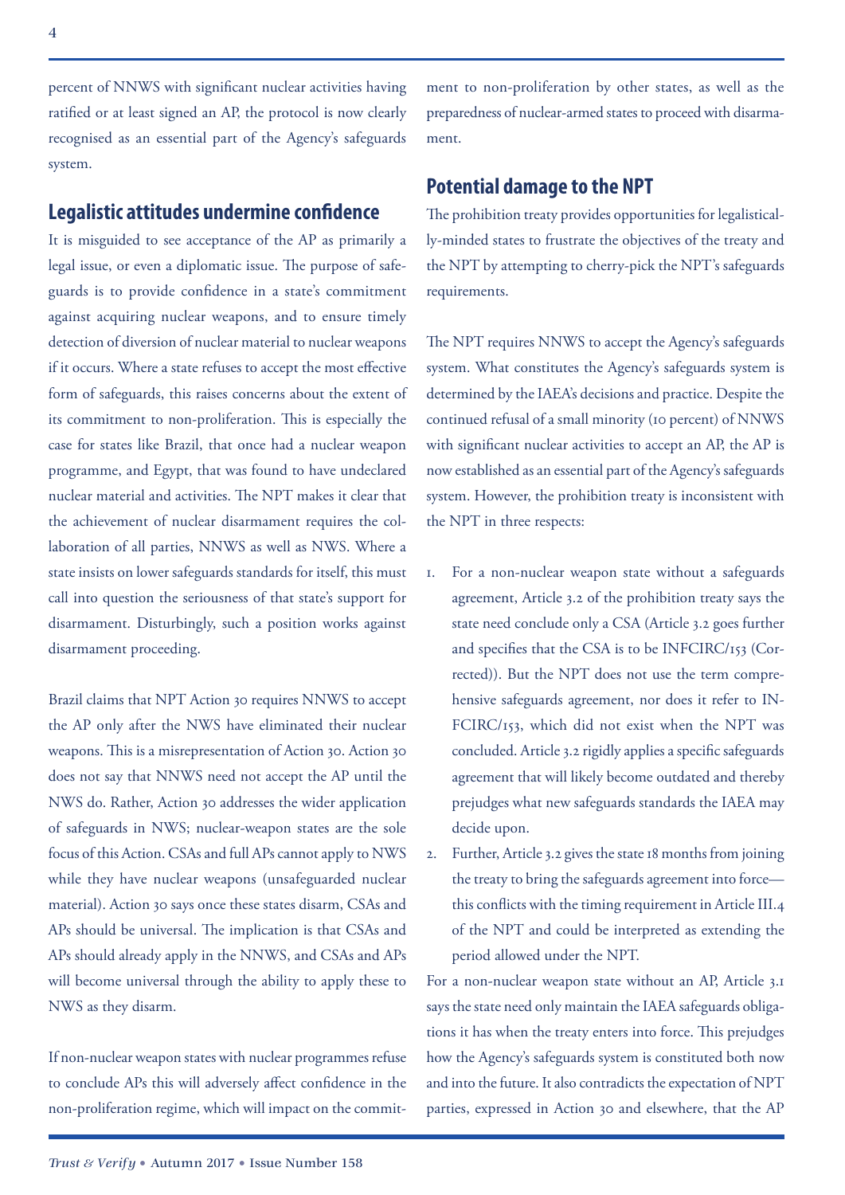percent of NNWS with significant nuclear activities having ratified or at least signed an AP, the protocol is now clearly recognised as an essential part of the Agency's safeguards system.

## Legalistic attitudes undermine confidence

It is misguided to see acceptance of the AP as primarily a legal issue, or even a diplomatic issue. The purpose of safeguards is to provide confidence in a state's commitment against acquiring nuclear weapons, and to ensure timely detection of diversion of nuclear material to nuclear weapons if it occurs. Where a state refuses to accept the most effective form of safeguards, this raises concerns about the extent of its commitment to non-proliferation. This is especially the case for states like Brazil, that once had a nuclear weapon programme, and Egypt, that was found to have undeclared nuclear material and activities. The NPT makes it clear that the achievement of nuclear disarmament requires the collaboration of all parties, NNWS as well as NWS. Where a state insists on lower safeguards standards for itself, this must call into question the seriousness of that state's support for disarmament. Disturbingly, such a position works against disarmament proceeding.

Brazil claims that NPT Action 30 requires NNWS to accept the AP only after the NWS have eliminated their nuclear weapons. This is a misrepresentation of Action 30. Action 30 does not say that NNWS need not accept the AP until the NWS do. Rather, Action 30 addresses the wider application of safeguards in NWS; nuclear-weapon states are the sole focus of this Action. CSAs and full APs cannot apply to NWS while they have nuclear weapons (unsafeguarded nuclear material). Action 30 says once these states disarm, CSAs and APs should be universal. The implication is that CSAs and APs should already apply in the NNWS, and CSAs and APs will become universal through the ability to apply these to NWS as they disarm.

If non-nuclear weapon states with nuclear programmes refuse to conclude APs this will adversely affect confidence in the non-proliferation regime, which will impact on the commitment to non-proliferation by other states, as well as the preparedness of nuclear-armed states to proceed with disarmament.

## Potential damage to the NPT

The prohibition treaty provides opportunities for legalistically-minded states to frustrate the objectives of the treaty and the NPT by attempting to cherry-pick the NPT's safeguards requirements.

The NPT requires NNWS to accept the Agency's safeguards system. What constitutes the Agency's safeguards system is determined by the IAEA's decisions and practice. Despite the continued refusal of a small minority (10 percent) of NNWS with significant nuclear activities to accept an AP, the AP is now established as an essential part of the Agency's safeguards system. However, the prohibition treaty is inconsistent with the NPT in three respects:

1. For a non-nuclear weapon state without a safeguards agreement, Article 3.2 of the prohibition treaty says the state need conclude only a CSA (Article 3.2 goes further and specifies that the CSA is to be INFCIRC/153 (Corrected)). But the NPT does not use the term comprehensive safeguards agreement, nor does it refer to INFCIRC/153, which did not exist when the NPT was concluded. Article 3.2 rigidly applies a specific safeguards agreement that will likely become outdated and thereby prejudges what new safeguards standards the IAEA may decide upon.
2. Further, Article 3.2 gives the state 18 months from joining the treaty to bring the safeguards agreement into force—this conflicts with the timing requirement in Article III.4 of the NPT and could be interpreted as extending the period allowed under the NPT.

For a non-nuclear weapon state without an AP, Article 3.1 says the state need only maintain the IAEA safeguards obligations it has when the treaty enters into force. This prejudges how the Agency's safeguards system is constituted both now and into the future. It also contradicts the expectation of NPT parties, expressed in Action 30 and elsewhere, that the AP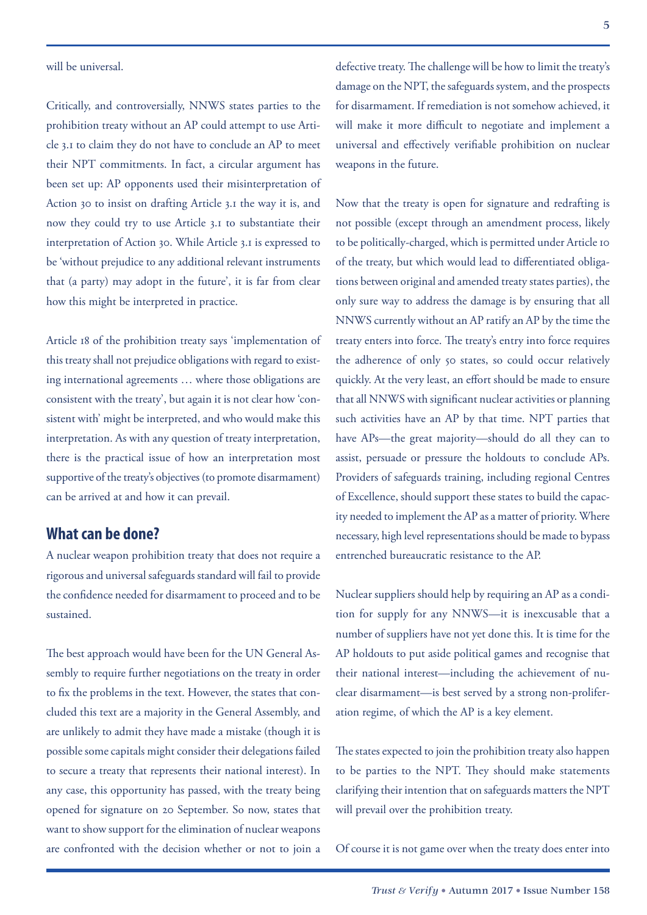will be universal.

Critically, and controversially, NNWS states parties to the prohibition treaty without an AP could attempt to use Article 3.1 to claim they do not have to conclude an AP to meet their NPT commitments. In fact, a circular argument has been set up: AP opponents used their misinterpretation of Action 30 to insist on drafting Article 3.1 the way it is, and now they could try to use Article 3.1 to substantiate their interpretation of Action 30. While Article 3.1 is expressed to be 'without prejudice to any additional relevant instruments that (a party) may adopt in the future', it is far from clear how this might be interpreted in practice.

Article 18 of the prohibition treaty says 'implementation of this treaty shall not prejudice obligations with regard to existing international agreements … where those obligations are consistent with the treaty', but again it is not clear how 'consistent with' might be interpreted, and who would make this interpretation. As with any question of treaty interpretation, there is the practical issue of how an interpretation most supportive of the treaty's objectives (to promote disarmament) can be arrived at and how it can prevail.

## What can be done?

A nuclear weapon prohibition treaty that does not require a rigorous and universal safeguards standard will fail to provide the confidence needed for disarmament to proceed and to be sustained.

The best approach would have been for the UN General Assembly to require further negotiations on the treaty in order to fix the problems in the text. However, the states that concluded this text are a majority in the General Assembly, and are unlikely to admit they have made a mistake (though it is possible some capitals might consider their delegations failed to secure a treaty that represents their national interest). In any case, this opportunity has passed, with the treaty being opened for signature on 20 September. So now, states that want to show support for the elimination of nuclear weapons are confronted with the decision whether or not to join a defective treaty. The challenge will be how to limit the treaty's damage on the NPT, the safeguards system, and the prospects for disarmament. If remediation is not somehow achieved, it will make it more difficult to negotiate and implement a universal and effectively verifiable prohibition on nuclear weapons in the future.

Now that the treaty is open for signature and redrafting is not possible (except through an amendment process, likely to be politically-charged, which is permitted under Article 10 of the treaty, but which would lead to differentiated obligations between original and amended treaty states parties), the only sure way to address the damage is by ensuring that all NNWS currently without an AP ratify an AP by the time the treaty enters into force. The treaty's entry into force requires the adherence of only 50 states, so could occur relatively quickly. At the very least, an effort should be made to ensure that all NNWS with significant nuclear activities or planning such activities have an AP by that time. NPT parties that have APs—the great majority—should do all they can to assist, persuade or pressure the holdouts to conclude APs. Providers of safeguards training, including regional Centres of Excellence, should support these states to build the capacity needed to implement the AP as a matter of priority. Where necessary, high level representations should be made to bypass entrenched bureaucratic resistance to the AP.

Nuclear suppliers should help by requiring an AP as a condition for supply for any NNWS—it is inexcusable that a number of suppliers have not yet done this. It is time for the AP holdouts to put aside political games and recognise that their national interest—including the achievement of nuclear disarmament—is best served by a strong non-proliferation regime, of which the AP is a key element.

The states expected to join the prohibition treaty also happen to be parties to the NPT. They should make statements clarifying their intention that on safeguards matters the NPT will prevail over the prohibition treaty.

Of course it is not game over when the treaty does enter into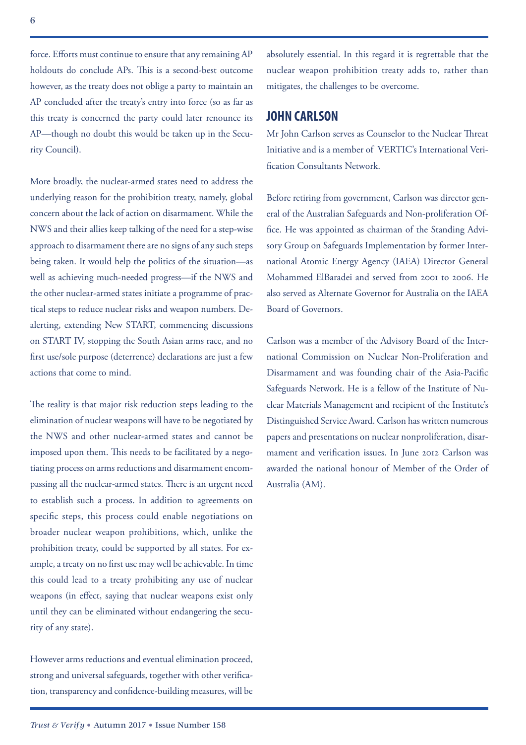force. Efforts must continue to ensure that any remaining AP holdouts do conclude APs. This is a second-best outcome however, as the treaty does not oblige a party to maintain an AP concluded after the treaty's entry into force (so as far as this treaty is concerned the party could later renounce its AP—though no doubt this would be taken up in the Security Council).

More broadly, the nuclear-armed states need to address the underlying reason for the prohibition treaty, namely, global concern about the lack of action on disarmament. While the NWS and their allies keep talking of the need for a step-wise approach to disarmament there are no signs of any such steps being taken. It would help the politics of the situation—as well as achieving much-needed progress—if the NWS and the other nuclear-armed states initiate a programme of practical steps to reduce nuclear risks and weapon numbers. De-alerting, extending New START, commencing discussions on START IV, stopping the South Asian arms race, and no first use/sole purpose (deterrence) declarations are just a few actions that come to mind.

The reality is that major risk reduction steps leading to the elimination of nuclear weapons will have to be negotiated by the NWS and other nuclear-armed states and cannot be imposed upon them. This needs to be facilitated by a negotiating process on arms reductions and disarmament encompassing all the nuclear-armed states. There is an urgent need to establish such a process. In addition to agreements on specific steps, this process could enable negotiations on broader nuclear weapon prohibitions, which, unlike the prohibition treaty, could be supported by all states. For example, a treaty on no first use may well be achievable. In time this could lead to a treaty prohibiting any use of nuclear weapons (in effect, saying that nuclear weapons exist only until they can be eliminated without endangering the security of any state).

However arms reductions and eventual elimination proceed, strong and universal safeguards, together with other verification, transparency and confidence-building measures, will be absolutely essential. In this regard it is regrettable that the nuclear weapon prohibition treaty adds to, rather than mitigates, the challenges to be overcome.

## JOHN CARLSON

Mr John Carlson serves as Counselor to the Nuclear Threat Initiative and is a member of VERTIC's International Verification Consultants Network.

Before retiring from government, Carlson was director general of the Australian Safeguards and Non-proliferation Office. He was appointed as chairman of the Standing Advisory Group on Safeguards Implementation by former International Atomic Energy Agency (IAEA) Director General Mohammed ElBaradei and served from 2001 to 2006. He also served as Alternate Governor for Australia on the IAEA Board of Governors.

Carlson was a member of the Advisory Board of the International Commission on Nuclear Non-Proliferation and Disarmament and was founding chair of the Asia-Pacific Safeguards Network. He is a fellow of the Institute of Nuclear Materials Management and recipient of the Institute's Distinguished Service Award. Carlson has written numerous papers and presentations on nuclear nonproliferation, disarmament and verification issues. In June 2012 Carlson was awarded the national honour of Member of the Order of Australia (AM).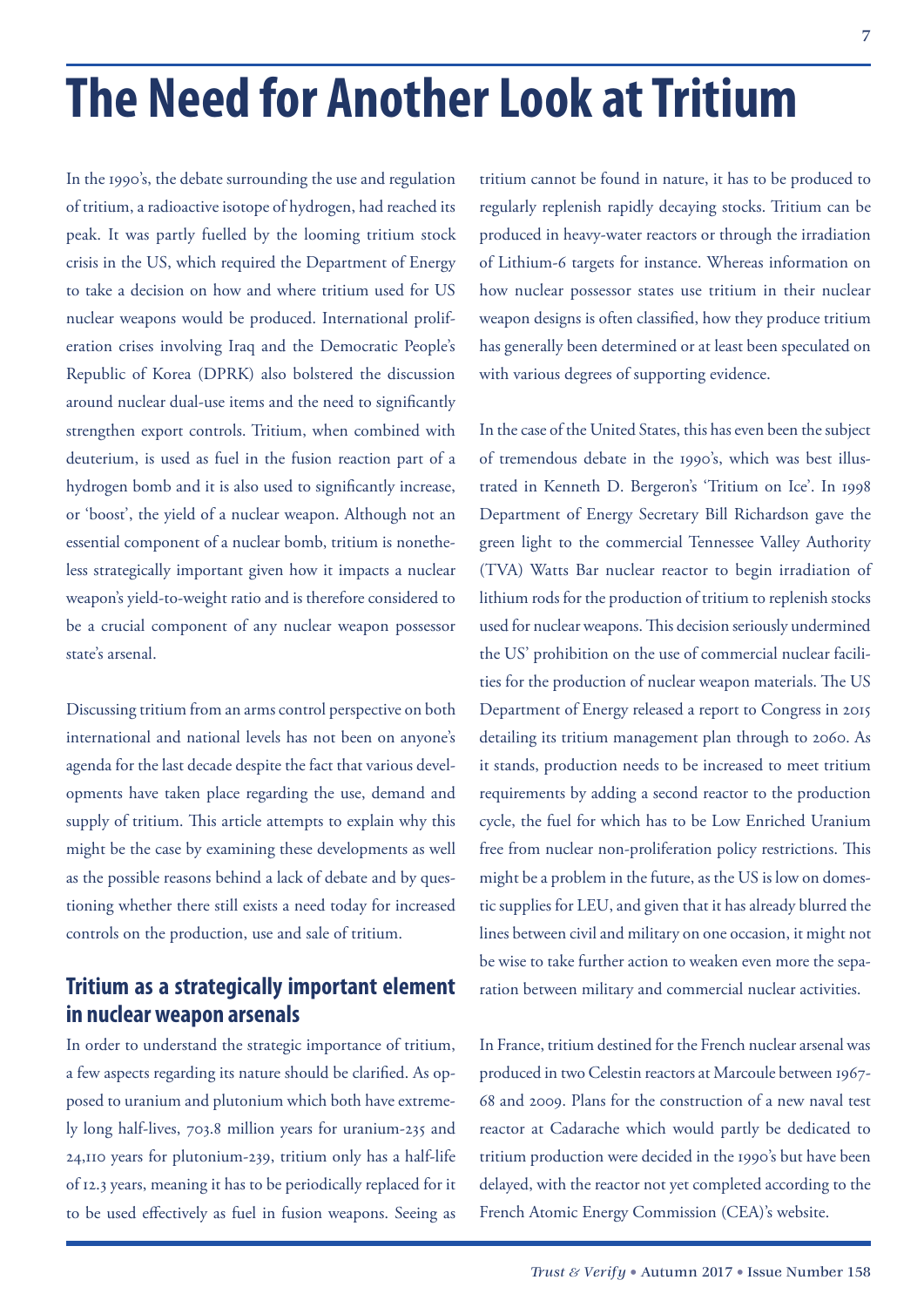# The Need for Another Look at Tritium

In the 1990's, the debate surrounding the use and regulation of tritium, a radioactive isotope of hydrogen, had reached its peak. It was partly fuelled by the looming tritium stock crisis in the US, which required the Department of Energy to take a decision on how and where tritium used for US nuclear weapons would be produced. International proliferation crises involving Iraq and the Democratic People's Republic of Korea (DPRK) also bolstered the discussion around nuclear dual-use items and the need to significantly strengthen export controls. Tritium, when combined with deuterium, is used as fuel in the fusion reaction part of a hydrogen bomb and it is also used to significantly increase, or 'boost', the yield of a nuclear weapon. Although not an essential component of a nuclear bomb, tritium is nonetheless strategically important given how it impacts a nuclear weapon's yield-to-weight ratio and is therefore considered to be a crucial component of any nuclear weapon possessor state's arsenal.

Discussing tritium from an arms control perspective on both international and national levels has not been on anyone's agenda for the last decade despite the fact that various developments have taken place regarding the use, demand and supply of tritium. This article attempts to explain why this might be the case by examining these developments as well as the possible reasons behind a lack of debate and by questioning whether there still exists a need today for increased controls on the production, use and sale of tritium.

## Tritium as a strategically important element in nuclear weapon arsenals

In order to understand the strategic importance of tritium, a few aspects regarding its nature should be clarified. As opposed to uranium and plutonium which both have extremely long half-lives, 703.8 million years for uranium-235 and 24,110 years for plutonium-239, tritium only has a half-life of 12.3 years, meaning it has to be periodically replaced for it to be used effectively as fuel in fusion weapons. Seeing as tritium cannot be found in nature, it has to be produced to regularly replenish rapidly decaying stocks. Tritium can be produced in heavy-water reactors or through the irradiation of Lithium-6 targets for instance. Whereas information on how nuclear possessor states use tritium in their nuclear weapon designs is often classified, how they produce tritium has generally been determined or at least been speculated on with various degrees of supporting evidence.

In the case of the United States, this has even been the subject of tremendous debate in the 1990's, which was best illustrated in Kenneth D. Bergeron's 'Tritium on Ice'. In 1998 Department of Energy Secretary Bill Richardson gave the green light to the commercial Tennessee Valley Authority (TVA) Watts Bar nuclear reactor to begin irradiation of lithium rods for the production of tritium to replenish stocks used for nuclear weapons. This decision seriously undermined the US' prohibition on the use of commercial nuclear facilities for the production of nuclear weapon materials. The US Department of Energy released a report to Congress in 2015 detailing its tritium management plan through to 2060. As it stands, production needs to be increased to meet tritium requirements by adding a second reactor to the production cycle, the fuel for which has to be Low Enriched Uranium free from nuclear non-proliferation policy restrictions. This might be a problem in the future, as the US is low on domestic supplies for LEU, and given that it has already blurred the lines between civil and military on one occasion, it might not be wise to take further action to weaken even more the separation between military and commercial nuclear activities.

In France, tritium destined for the French nuclear arsenal was produced in two Celestin reactors at Marcoule between 1967-68 and 2009. Plans for the construction of a new naval test reactor at Cadarache which would partly be dedicated to tritium production were decided in the 1990's but have been delayed, with the reactor not yet completed according to the French Atomic Energy Commission (CEA)'s website.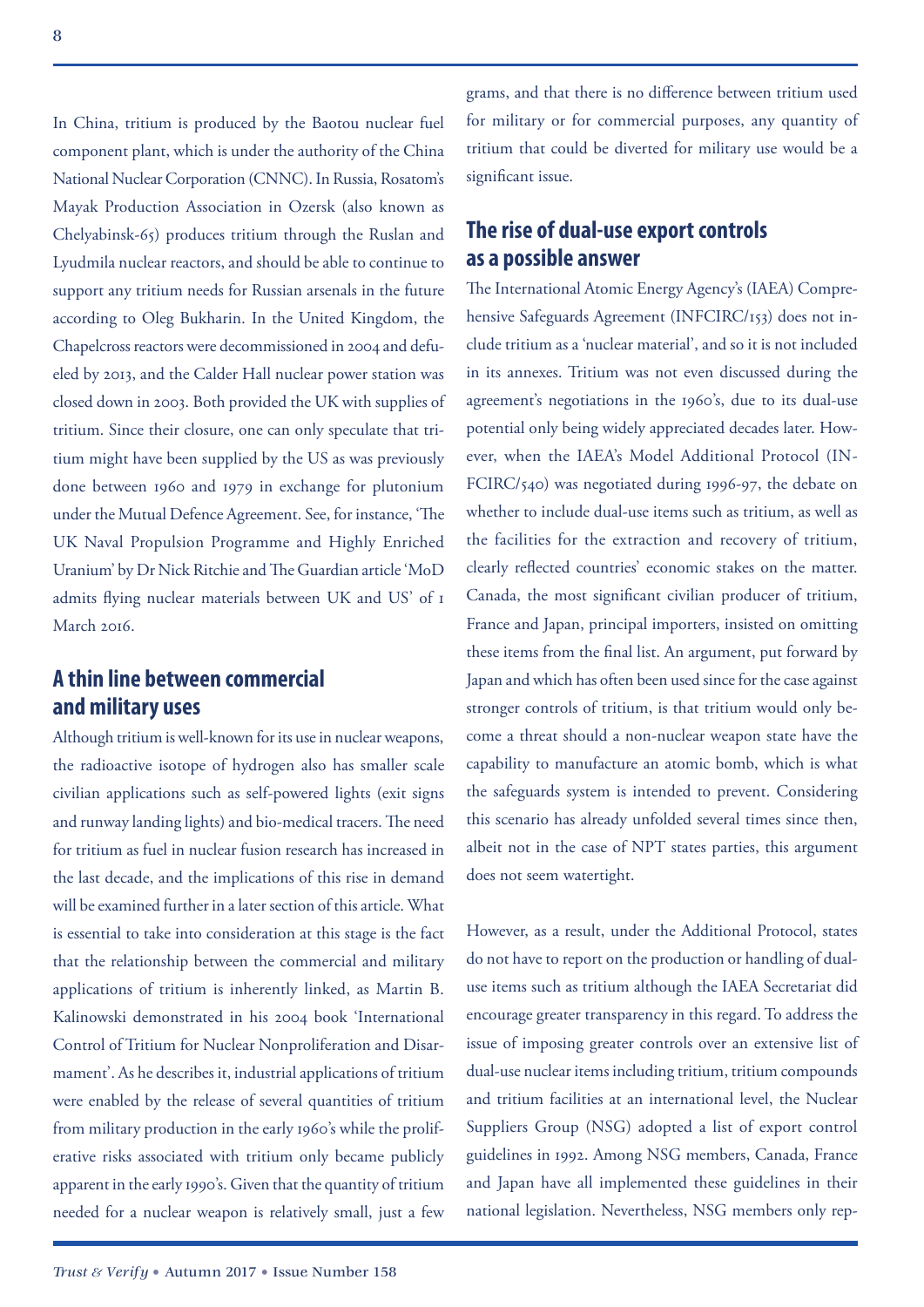In China, tritium is produced by the Baotou nuclear fuel component plant, which is under the authority of the China National Nuclear Corporation (CNNC). In Russia, Rosatom's Mayak Production Association in Ozersk (also known as Chelyabinsk-65) produces tritium through the Ruslan and Lyudmila nuclear reactors, and should be able to continue to support any tritium needs for Russian arsenals in the future according to Oleg Bukharin. In the United Kingdom, the Chapelcross reactors were decommissioned in 2004 and defueled by 2013, and the Calder Hall nuclear power station was closed down in 2003. Both provided the UK with supplies of tritium. Since their closure, one can only speculate that tritium might have been supplied by the US as was previously done between 1960 and 1979 in exchange for plutonium under the Mutual Defence Agreement. See, for instance, 'The UK Naval Propulsion Programme and Highly Enriched Uranium' by Dr Nick Ritchie and The Guardian article 'MoD admits flying nuclear materials between UK and US' of 1 March 2016.

## A thin line between commercial and military uses

Although tritium is well-known for its use in nuclear weapons, the radioactive isotope of hydrogen also has smaller scale civilian applications such as self-powered lights (exit signs and runway landing lights) and bio-medical tracers. The need for tritium as fuel in nuclear fusion research has increased in the last decade, and the implications of this rise in demand will be examined further in a later section of this article. What is essential to take into consideration at this stage is the fact that the relationship between the commercial and military applications of tritium is inherently linked, as Martin B. Kalinowski demonstrated in his 2004 book 'International Control of Tritium for Nuclear Nonproliferation and Disarmament'. As he describes it, industrial applications of tritium were enabled by the release of several quantities of tritium from military production in the early 1960's while the proliferative risks associated with tritium only became publicly apparent in the early 1990's. Given that the quantity of tritium needed for a nuclear weapon is relatively small, just a few grams, and that there is no difference between tritium used for military or for commercial purposes, any quantity of tritium that could be diverted for military use would be a significant issue.

## The rise of dual-use export controls as a possible answer

The International Atomic Energy Agency's (IAEA) Comprehensive Safeguards Agreement (INFCIRC/153) does not include tritium as a 'nuclear material', and so it is not included in its annexes. Tritium was not even discussed during the agreement's negotiations in the 1960's, due to its dual-use potential only being widely appreciated decades later. However, when the IAEA's Model Additional Protocol (INFCIRC/540) was negotiated during 1996-97, the debate on whether to include dual-use items such as tritium, as well as the facilities for the extraction and recovery of tritium, clearly reflected countries' economic stakes on the matter. Canada, the most significant civilian producer of tritium, France and Japan, principal importers, insisted on omitting these items from the final list. An argument, put forward by Japan and which has often been used since for the case against stronger controls of tritium, is that tritium would only become a threat should a non-nuclear weapon state have the capability to manufacture an atomic bomb, which is what the safeguards system is intended to prevent. Considering this scenario has already unfolded several times since then, albeit not in the case of NPT states parties, this argument does not seem watertight.

However, as a result, under the Additional Protocol, states do not have to report on the production or handling of dual-use items such as tritium although the IAEA Secretariat did encourage greater transparency in this regard. To address the issue of imposing greater controls over an extensive list of dual-use nuclear items including tritium, tritium compounds and tritium facilities at an international level, the Nuclear Suppliers Group (NSG) adopted a list of export control guidelines in 1992. Among NSG members, Canada, France and Japan have all implemented these guidelines in their national legislation. Nevertheless, NSG members only rep-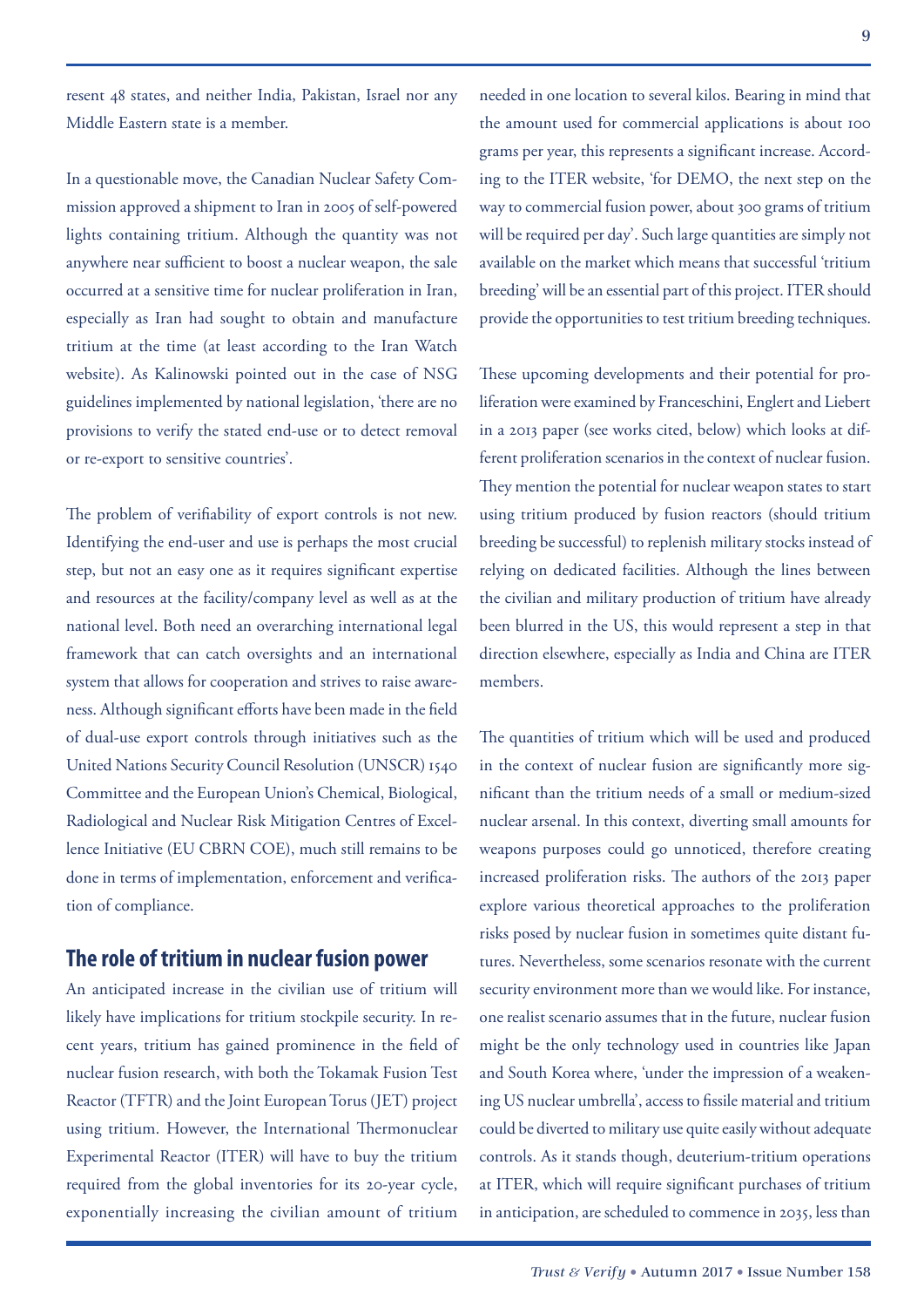resent 48 states, and neither India, Pakistan, Israel nor any Middle Eastern state is a member.

In a questionable move, the Canadian Nuclear Safety Commission approved a shipment to Iran in 2005 of self-powered lights containing tritium. Although the quantity was not anywhere near sufficient to boost a nuclear weapon, the sale occurred at a sensitive time for nuclear proliferation in Iran, especially as Iran had sought to obtain and manufacture tritium at the time (at least according to the Iran Watch website). As Kalinowski pointed out in the case of NSG guidelines implemented by national legislation, 'there are no provisions to verify the stated end-use or to detect removal or re-export to sensitive countries'.

The problem of verifiability of export controls is not new. Identifying the end-user and use is perhaps the most crucial step, but not an easy one as it requires significant expertise and resources at the facility/company level as well as at the national level. Both need an overarching international legal framework that can catch oversights and an international system that allows for cooperation and strives to raise awareness. Although significant efforts have been made in the field of dual-use export controls through initiatives such as the United Nations Security Council Resolution (UNSCR) 1540 Committee and the European Union's Chemical, Biological, Radiological and Nuclear Risk Mitigation Centres of Excellence Initiative (EU CBRN COE), much still remains to be done in terms of implementation, enforcement and verification of compliance.

## The role of tritium in nuclear fusion power

An anticipated increase in the civilian use of tritium will likely have implications for tritium stockpile security. In recent years, tritium has gained prominence in the field of nuclear fusion research, with both the Tokamak Fusion Test Reactor (TFTR) and the Joint European Torus (JET) project using tritium. However, the International Thermonuclear Experimental Reactor (ITER) will have to buy the tritium required from the global inventories for its 20-year cycle, exponentially increasing the civilian amount of tritium needed in one location to several kilos. Bearing in mind that the amount used for commercial applications is about 100 grams per year, this represents a significant increase. According to the ITER website, 'for DEMO, the next step on the way to commercial fusion power, about 300 grams of tritium will be required per day'. Such large quantities are simply not available on the market which means that successful 'tritium breeding' will be an essential part of this project. ITER should provide the opportunities to test tritium breeding techniques.

These upcoming developments and their potential for proliferation were examined by Franceschini, Englert and Liebert in a 2013 paper (see works cited, below) which looks at different proliferation scenarios in the context of nuclear fusion. They mention the potential for nuclear weapon states to start using tritium produced by fusion reactors (should tritium breeding be successful) to replenish military stocks instead of relying on dedicated facilities. Although the lines between the civilian and military production of tritium have already been blurred in the US, this would represent a step in that direction elsewhere, especially as India and China are ITER members.

The quantities of tritium which will be used and produced in the context of nuclear fusion are significantly more significant than the tritium needs of a small or medium-sized nuclear arsenal. In this context, diverting small amounts for weapons purposes could go unnoticed, therefore creating increased proliferation risks. The authors of the 2013 paper explore various theoretical approaches to the proliferation risks posed by nuclear fusion in sometimes quite distant futures. Nevertheless, some scenarios resonate with the current security environment more than we would like. For instance, one realist scenario assumes that in the future, nuclear fusion might be the only technology used in countries like Japan and South Korea where, 'under the impression of a weakening US nuclear umbrella', access to fissile material and tritium could be diverted to military use quite easily without adequate controls. As it stands though, deuterium-tritium operations at ITER, which will require significant purchases of tritium in anticipation, are scheduled to commence in 2035, less than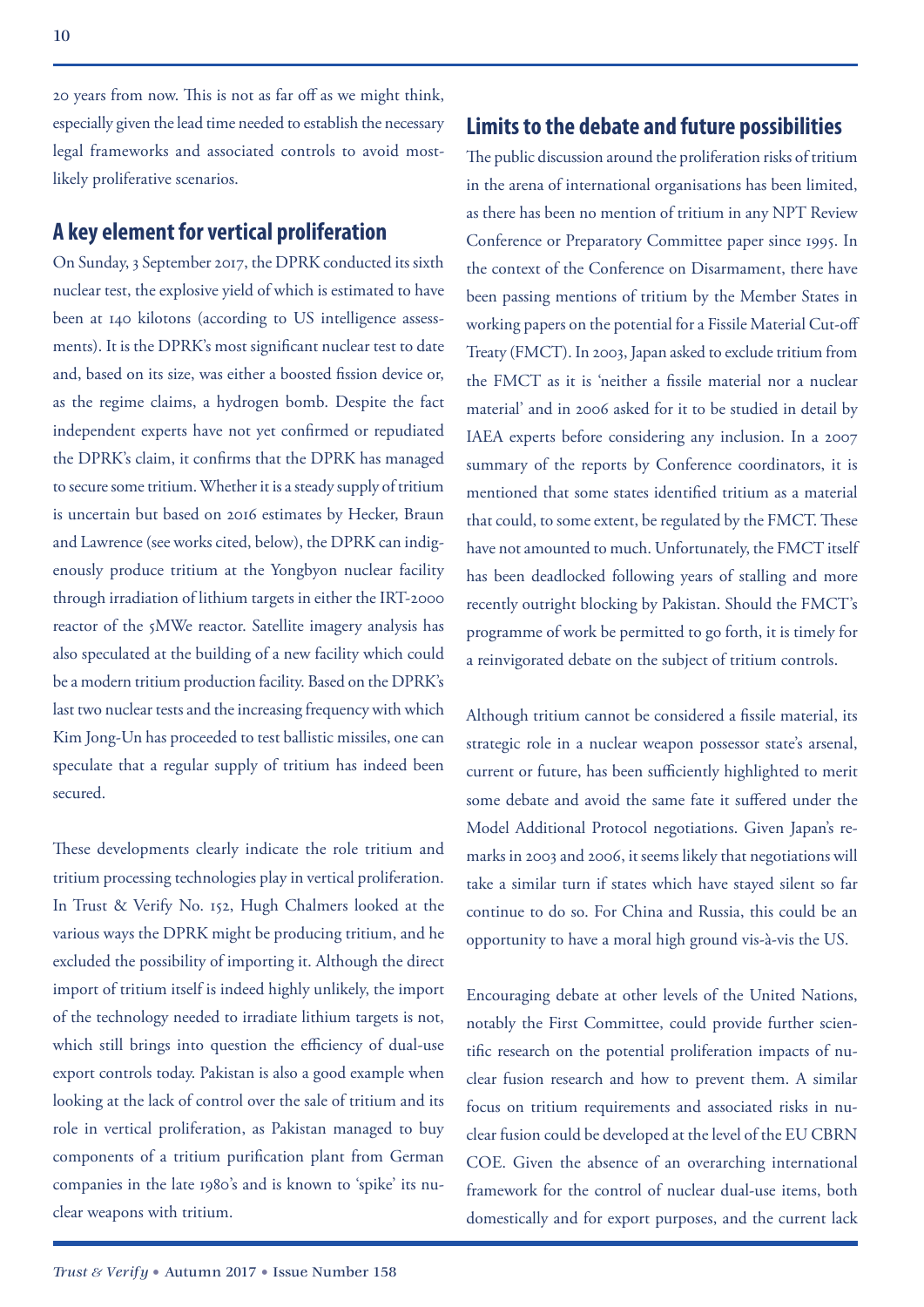20 years from now. This is not as far off as we might think, especially given the lead time needed to establish the necessary legal frameworks and associated controls to avoid most-likely proliferative scenarios.

## A key element for vertical proliferation

On Sunday, 3 September 2017, the DPRK conducted its sixth nuclear test, the explosive yield of which is estimated to have been at 140 kilotons (according to US intelligence assessments). It is the DPRK's most significant nuclear test to date and, based on its size, was either a boosted fission device or, as the regime claims, a hydrogen bomb. Despite the fact independent experts have not yet confirmed or repudiated the DPRK's claim, it confirms that the DPRK has managed to secure some tritium. Whether it is a steady supply of tritium is uncertain but based on 2016 estimates by Hecker, Braun and Lawrence (see works cited, below), the DPRK can indigenously produce tritium at the Yongbyon nuclear facility through irradiation of lithium targets in either the IRT-2000 reactor of the 5MWe reactor. Satellite imagery analysis has also speculated at the building of a new facility which could be a modern tritium production facility. Based on the DPRK's last two nuclear tests and the increasing frequency with which Kim Jong-Un has proceeded to test ballistic missiles, one can speculate that a regular supply of tritium has indeed been secured.

These developments clearly indicate the role tritium and tritium processing technologies play in vertical proliferation. In Trust & Verify No. 152, Hugh Chalmers looked at the various ways the DPRK might be producing tritium, and he excluded the possibility of importing it. Although the direct import of tritium itself is indeed highly unlikely, the import of the technology needed to irradiate lithium targets is not, which still brings into question the efficiency of dual-use export controls today. Pakistan is also a good example when looking at the lack of control over the sale of tritium and its role in vertical proliferation, as Pakistan managed to buy components of a tritium purification plant from German companies in the late 1980's and is known to 'spike' its nuclear weapons with tritium.

## Limits to the debate and future possibilities

The public discussion around the proliferation risks of tritium in the arena of international organisations has been limited, as there has been no mention of tritium in any NPT Review Conference or Preparatory Committee paper since 1995. In the context of the Conference on Disarmament, there have been passing mentions of tritium by the Member States in working papers on the potential for a Fissile Material Cut-off Treaty (FMCT). In 2003, Japan asked to exclude tritium from the FMCT as it is 'neither a fissile material nor a nuclear material' and in 2006 asked for it to be studied in detail by IAEA experts before considering any inclusion. In a 2007 summary of the reports by Conference coordinators, it is mentioned that some states identified tritium as a material that could, to some extent, be regulated by the FMCT. These have not amounted to much. Unfortunately, the FMCT itself has been deadlocked following years of stalling and more recently outright blocking by Pakistan. Should the FMCT's programme of work be permitted to go forth, it is timely for a reinvigorated debate on the subject of tritium controls.

Although tritium cannot be considered a fissile material, its strategic role in a nuclear weapon possessor state's arsenal, current or future, has been sufficiently highlighted to merit some debate and avoid the same fate it suffered under the Model Additional Protocol negotiations. Given Japan's remarks in 2003 and 2006, it seems likely that negotiations will take a similar turn if states which have stayed silent so far continue to do so. For China and Russia, this could be an opportunity to have a moral high ground vis-à-vis the US.

Encouraging debate at other levels of the United Nations, notably the First Committee, could provide further scientific research on the potential proliferation impacts of nuclear fusion research and how to prevent them. A similar focus on tritium requirements and associated risks in nuclear fusion could be developed at the level of the EU CBRN COE. Given the absence of an overarching international framework for the control of nuclear dual-use items, both domestically and for export purposes, and the current lack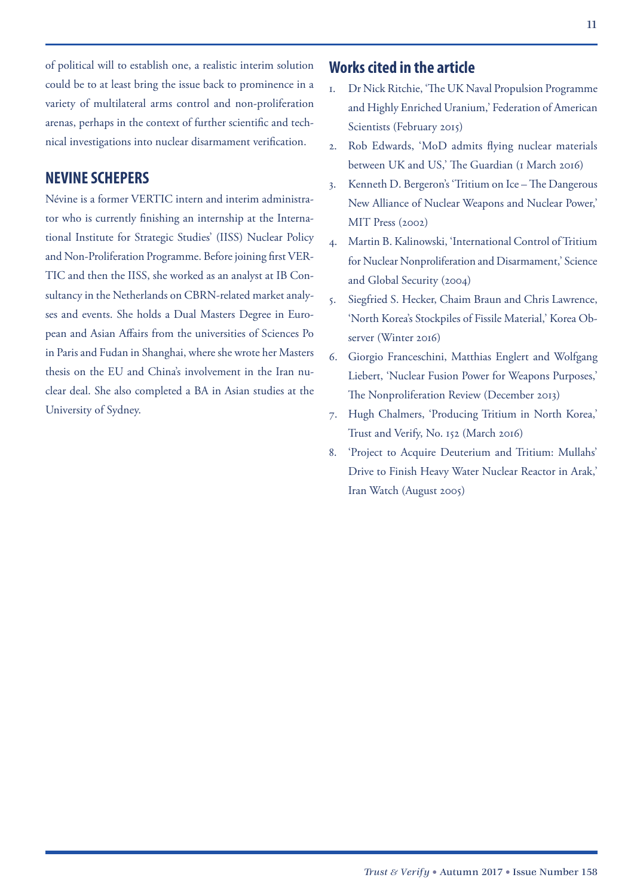of political will to establish one, a realistic interim solution could be to at least bring the issue back to prominence in a variety of multilateral arms control and non-proliferation arenas, perhaps in the context of further scientific and technical investigations into nuclear disarmament verification.

## NEVINE SCHEPERS

Névine is a former VERTIC intern and interim administrator who is currently finishing an internship at the International Institute for Strategic Studies' (IISS) Nuclear Policy and Non-Proliferation Programme. Before joining first VERTIC and then the IISS, she worked as an analyst at IB Consultancy in the Netherlands on CBRN-related market analyses and events. She holds a Dual Masters Degree in European and Asian Affairs from the universities of Sciences Po in Paris and Fudan in Shanghai, where she wrote her Masters thesis on the EU and China's involvement in the Iran nuclear deal. She also completed a BA in Asian studies at the University of Sydney.

## Works cited in the article

1. Dr Nick Ritchie, 'The UK Naval Propulsion Programme and Highly Enriched Uranium,' Federation of American Scientists (February 2015)
2. Rob Edwards, 'MoD admits flying nuclear materials between UK and US,' The Guardian (1 March 2016)
3. Kenneth D. Bergeron's 'Tritium on Ice – The Dangerous New Alliance of Nuclear Weapons and Nuclear Power,' MIT Press (2002)
4. Martin B. Kalinowski, 'International Control of Tritium for Nuclear Nonproliferation and Disarmament,' Science and Global Security (2004)
5. Siegfried S. Hecker, Chaim Braun and Chris Lawrence, 'North Korea's Stockpiles of Fissile Material,' Korea Observer (Winter 2016)
6. Giorgio Franceschini, Matthias Englert and Wolfgang Liebert, 'Nuclear Fusion Power for Weapons Purposes,' The Nonproliferation Review (December 2013)
7. Hugh Chalmers, 'Producing Tritium in North Korea,' Trust and Verify, No. 152 (March 2016)
8. 'Project to Acquire Deuterium and Tritium: Mullahs' Drive to Finish Heavy Water Nuclear Reactor in Arak,' Iran Watch (August 2005)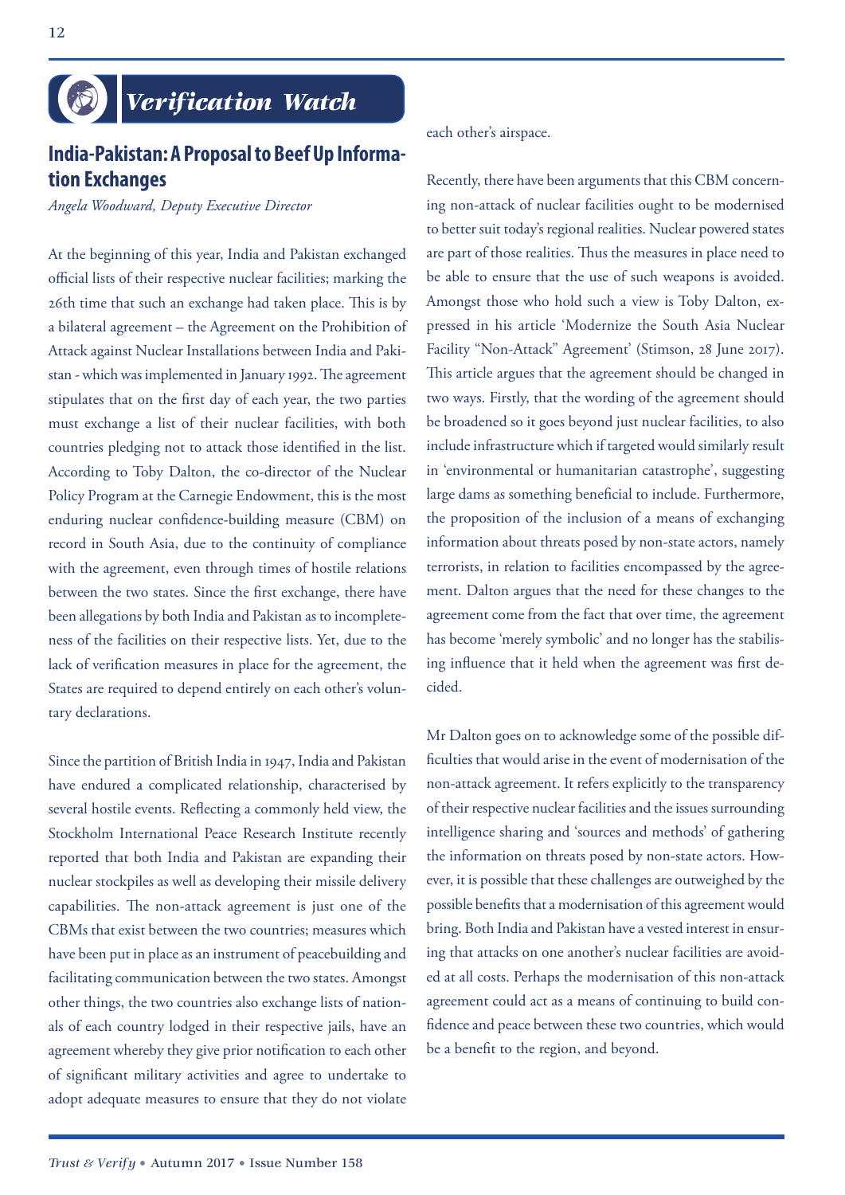## Verification Watch

### India-Pakistan: A Proposal to Beef Up Information Exchanges

*Angela Woodward, Deputy Executive Director*

At the beginning of this year, India and Pakistan exchanged official lists of their respective nuclear facilities; marking the 26th time that such an exchange had taken place. This is by a bilateral agreement – the Agreement on the Prohibition of Attack against Nuclear Installations between India and Pakistan - which was implemented in January 1992. The agreement stipulates that on the first day of each year, the two parties must exchange a list of their nuclear facilities, with both countries pledging not to attack those identified in the list. According to Toby Dalton, the co-director of the Nuclear Policy Program at the Carnegie Endowment, this is the most enduring nuclear confidence-building measure (CBM) on record in South Asia, due to the continuity of compliance with the agreement, even through times of hostile relations between the two states. Since the first exchange, there have been allegations by both India and Pakistan as to incompleteness of the facilities on their respective lists. Yet, due to the lack of verification measures in place for the agreement, the States are required to depend entirely on each other's voluntary declarations.

Since the partition of British India in 1947, India and Pakistan have endured a complicated relationship, characterised by several hostile events. Reflecting a commonly held view, the Stockholm International Peace Research Institute recently reported that both India and Pakistan are expanding their nuclear stockpiles as well as developing their missile delivery capabilities. The non-attack agreement is just one of the CBMs that exist between the two countries; measures which have been put in place as an instrument of peacebuilding and facilitating communication between the two states. Amongst other things, the two countries also exchange lists of nationals of each country lodged in their respective jails, have an agreement whereby they give prior notification to each other of significant military activities and agree to undertake to adopt adequate measures to ensure that they do not violate each other's airspace.

Recently, there have been arguments that this CBM concerning non-attack of nuclear facilities ought to be modernised to better suit today's regional realities. Nuclear powered states are part of those realities. Thus the measures in place need to be able to ensure that the use of such weapons is avoided. Amongst those who hold such a view is Toby Dalton, expressed in his article 'Modernize the South Asia Nuclear Facility "Non-Attack" Agreement' (Stimson, 28 June 2017). This article argues that the agreement should be changed in two ways. Firstly, that the wording of the agreement should be broadened so it goes beyond just nuclear facilities, to also include infrastructure which if targeted would similarly result in 'environmental or humanitarian catastrophe', suggesting large dams as something beneficial to include. Furthermore, the proposition of the inclusion of a means of exchanging information about threats posed by non-state actors, namely terrorists, in relation to facilities encompassed by the agreement. Dalton argues that the need for these changes to the agreement come from the fact that over time, the agreement has become 'merely symbolic' and no longer has the stabilising influence that it held when the agreement was first decided.

Mr Dalton goes on to acknowledge some of the possible difficulties that would arise in the event of modernisation of the non-attack agreement. It refers explicitly to the transparency of their respective nuclear facilities and the issues surrounding intelligence sharing and 'sources and methods' of gathering the information on threats posed by non-state actors. However, it is possible that these challenges are outweighed by the possible benefits that a modernisation of this agreement would bring. Both India and Pakistan have a vested interest in ensuring that attacks on one another's nuclear facilities are avoided at all costs. Perhaps the modernisation of this non-attack agreement could act as a means of continuing to build confidence and peace between these two countries, which would be a benefit to the region, and beyond.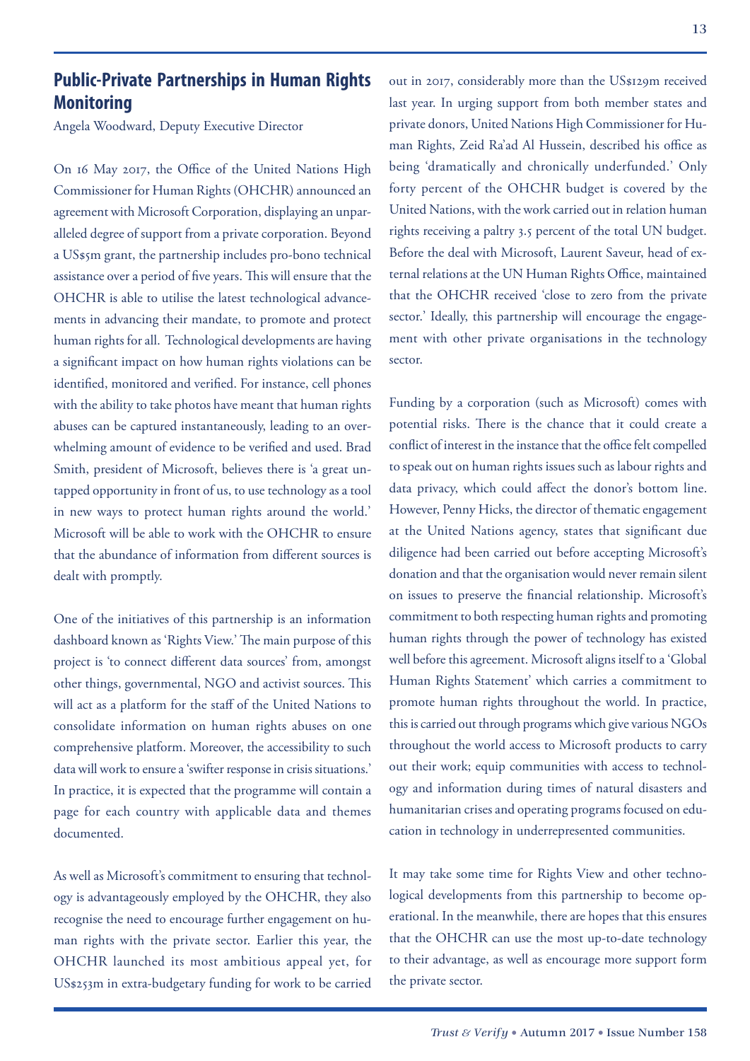## Public-Private Partnerships in Human Rights Monitoring

Angela Woodward, Deputy Executive Director

On 16 May 2017, the Office of the United Nations High Commissioner for Human Rights (OHCHR) announced an agreement with Microsoft Corporation, displaying an unparalleled degree of support from a private corporation. Beyond a US$5m grant, the partnership includes pro-bono technical assistance over a period of five years. This will ensure that the OHCHR is able to utilise the latest technological advancements in advancing their mandate, to promote and protect human rights for all. Technological developments are having a significant impact on how human rights violations can be identified, monitored and verified. For instance, cell phones with the ability to take photos have meant that human rights abuses can be captured instantaneously, leading to an overwhelming amount of evidence to be verified and used. Brad Smith, president of Microsoft, believes there is 'a great untapped opportunity in front of us, to use technology as a tool in new ways to protect human rights around the world.' Microsoft will be able to work with the OHCHR to ensure that the abundance of information from different sources is dealt with promptly.

One of the initiatives of this partnership is an information dashboard known as 'Rights View.' The main purpose of this project is 'to connect different data sources' from, amongst other things, governmental, NGO and activist sources. This will act as a platform for the staff of the United Nations to consolidate information on human rights abuses on one comprehensive platform. Moreover, the accessibility to such data will work to ensure a 'swifter response in crisis situations.' In practice, it is expected that the programme will contain a page for each country with applicable data and themes documented.

As well as Microsoft's commitment to ensuring that technology is advantageously employed by the OHCHR, they also recognise the need to encourage further engagement on human rights with the private sector. Earlier this year, the OHCHR launched its most ambitious appeal yet, for US$253m in extra-budgetary funding for work to be carried out in 2017, considerably more than the US$129m received last year. In urging support from both member states and private donors, United Nations High Commissioner for Human Rights, Zeid Ra'ad Al Hussein, described his office as being 'dramatically and chronically underfunded.' Only forty percent of the OHCHR budget is covered by the United Nations, with the work carried out in relation human rights receiving a paltry 3.5 percent of the total UN budget. Before the deal with Microsoft, Laurent Saveur, head of external relations at the UN Human Rights Office, maintained that the OHCHR received 'close to zero from the private sector.' Ideally, this partnership will encourage the engagement with other private organisations in the technology sector.

Funding by a corporation (such as Microsoft) comes with potential risks. There is the chance that it could create a conflict of interest in the instance that the office felt compelled to speak out on human rights issues such as labour rights and data privacy, which could affect the donor's bottom line. However, Penny Hicks, the director of thematic engagement at the United Nations agency, states that significant due diligence had been carried out before accepting Microsoft's donation and that the organisation would never remain silent on issues to preserve the financial relationship. Microsoft's commitment to both respecting human rights and promoting human rights through the power of technology has existed well before this agreement. Microsoft aligns itself to a 'Global Human Rights Statement' which carries a commitment to promote human rights throughout the world. In practice, this is carried out through programs which give various NGOs throughout the world access to Microsoft products to carry out their work; equip communities with access to technology and information during times of natural disasters and humanitarian crises and operating programs focused on education in technology in underrepresented communities.

It may take some time for Rights View and other technological developments from this partnership to become operational. In the meanwhile, there are hopes that this ensures that the OHCHR can use the most up-to-date technology to their advantage, as well as encourage more support form the private sector.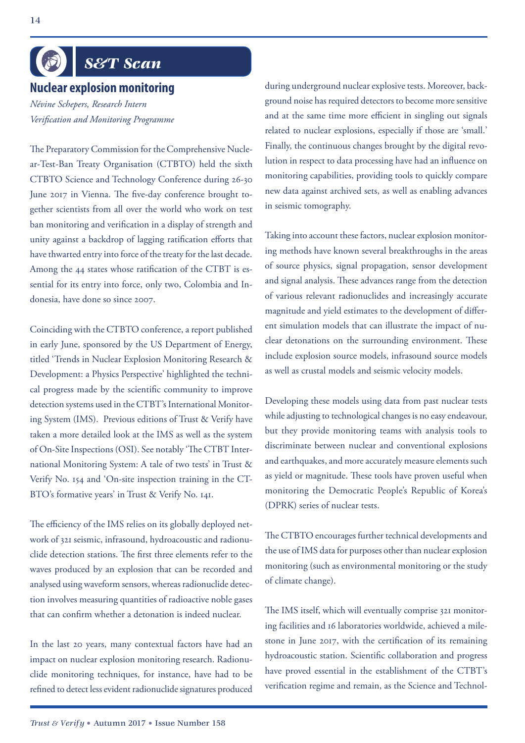## S&T Scan

### Nuclear explosion monitoring

*Névine Schepers, Research Intern*
*Verification and Monitoring Programme*

The Preparatory Commission for the Comprehensive Nuclear-Test-Ban Treaty Organisation (CTBTO) held the sixth CTBTO Science and Technology Conference during 26-30 June 2017 in Vienna. The five-day conference brought together scientists from all over the world who work on test ban monitoring and verification in a display of strength and unity against a backdrop of lagging ratification efforts that have thwarted entry into force of the treaty for the last decade. Among the 44 states whose ratification of the CTBT is essential for its entry into force, only two, Colombia and Indonesia, have done so since 2007.

Coinciding with the CTBTO conference, a report published in early June, sponsored by the US Department of Energy, titled 'Trends in Nuclear Explosion Monitoring Research & Development: a Physics Perspective' highlighted the technical progress made by the scientific community to improve detection systems used in the CTBT's International Monitoring System (IMS). Previous editions of Trust & Verify have taken a more detailed look at the IMS as well as the system of On-Site Inspections (OSI). See notably 'The CTBT International Monitoring System: A tale of two tests' in Trust & Verify No. 154 and 'On-site inspection training in the CTBTO's formative years' in Trust & Verify No. 141.

The efficiency of the IMS relies on its globally deployed network of 321 seismic, infrasound, hydroacoustic and radionuclide detection stations. The first three elements refer to the waves produced by an explosion that can be recorded and analysed using waveform sensors, whereas radionuclide detection involves measuring quantities of radioactive noble gases that can confirm whether a detonation is indeed nuclear.

In the last 20 years, many contextual factors have had an impact on nuclear explosion monitoring research. Radionuclide monitoring techniques, for instance, have had to be refined to detect less evident radionuclide signatures produced during underground nuclear explosive tests. Moreover, background noise has required detectors to become more sensitive and at the same time more efficient in singling out signals related to nuclear explosions, especially if those are 'small.' Finally, the continuous changes brought by the digital revolution in respect to data processing have had an influence on monitoring capabilities, providing tools to quickly compare new data against archived sets, as well as enabling advances in seismic tomography.

Taking into account these factors, nuclear explosion monitoring methods have known several breakthroughs in the areas of source physics, signal propagation, sensor development and signal analysis. These advances range from the detection of various relevant radionuclides and increasingly accurate magnitude and yield estimates to the development of different simulation models that can illustrate the impact of nuclear detonations on the surrounding environment. These include explosion source models, infrasound source models as well as crustal models and seismic velocity models.

Developing these models using data from past nuclear tests while adjusting to technological changes is no easy endeavour, but they provide monitoring teams with analysis tools to discriminate between nuclear and conventional explosions and earthquakes, and more accurately measure elements such as yield or magnitude. These tools have proven useful when monitoring the Democratic People's Republic of Korea's (DPRK) series of nuclear tests.

The CTBTO encourages further technical developments and the use of IMS data for purposes other than nuclear explosion monitoring (such as environmental monitoring or the study of climate change).

The IMS itself, which will eventually comprise 321 monitoring facilities and 16 laboratories worldwide, achieved a milestone in June 2017, with the certification of its remaining hydroacoustic station. Scientific collaboration and progress have proved essential in the establishment of the CTBT's verification regime and remain, as the Science and Technol-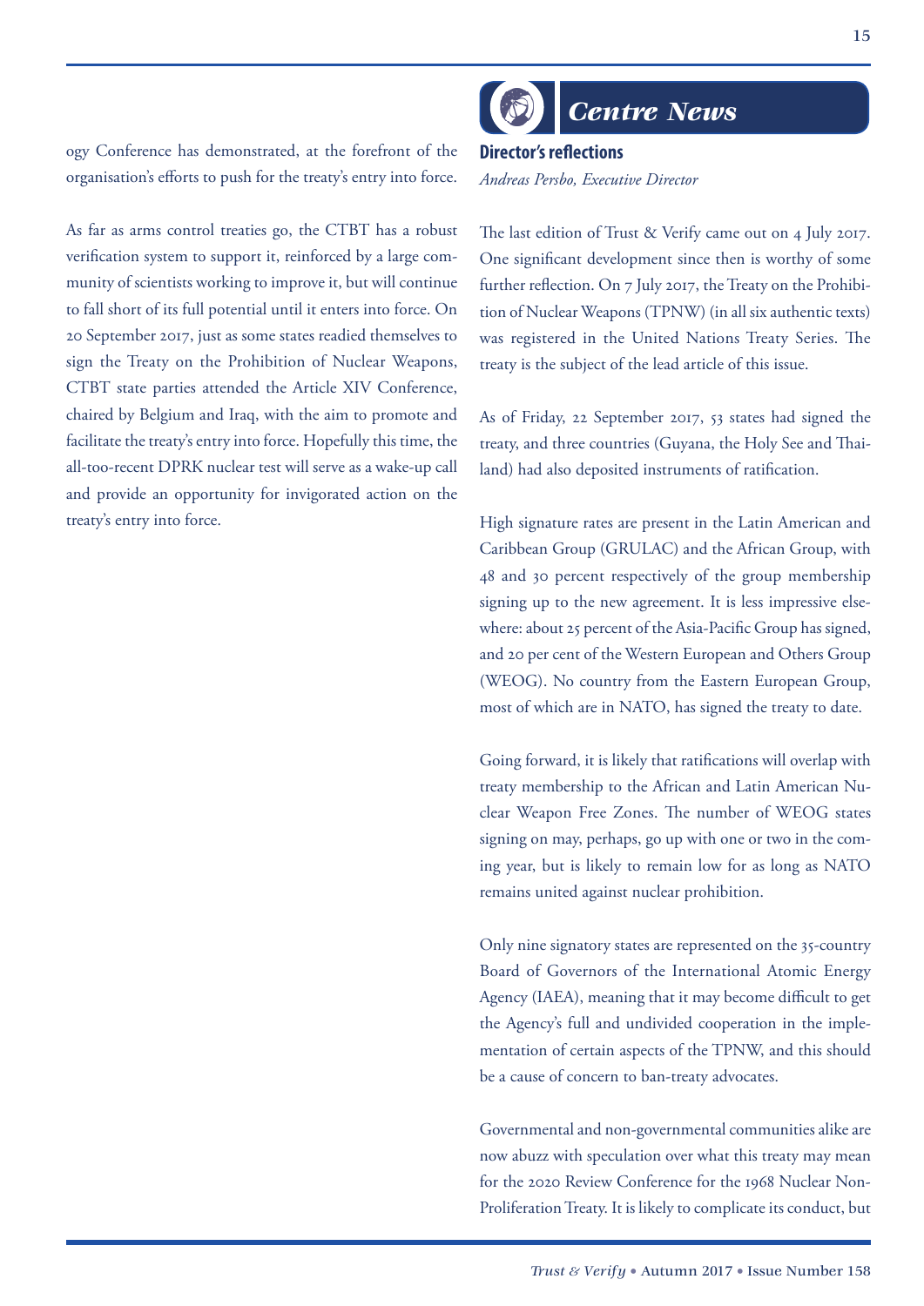ogy Conference has demonstrated, at the forefront of the organisation's efforts to push for the treaty's entry into force.

As far as arms control treaties go, the CTBT has a robust verification system to support it, reinforced by a large community of scientists working to improve it, but will continue to fall short of its full potential until it enters into force. On 20 September 2017, just as some states readied themselves to sign the Treaty on the Prohibition of Nuclear Weapons, CTBT state parties attended the Article XIV Conference, chaired by Belgium and Iraq, with the aim to promote and facilitate the treaty's entry into force. Hopefully this time, the all-too-recent DPRK nuclear test will serve as a wake-up call and provide an opportunity for invigorated action on the treaty's entry into force.

# Centre News

## Director's reflections

*Andreas Persbo, Executive Director*

The last edition of Trust & Verify came out on 4 July 2017. One significant development since then is worthy of some further reflection. On 7 July 2017, the Treaty on the Prohibition of Nuclear Weapons (TPNW) (in all six authentic texts) was registered in the United Nations Treaty Series. The treaty is the subject of the lead article of this issue.

As of Friday, 22 September 2017, 53 states had signed the treaty, and three countries (Guyana, the Holy See and Thailand) had also deposited instruments of ratification.

High signature rates are present in the Latin American and Caribbean Group (GRULAC) and the African Group, with 48 and 30 percent respectively of the group membership signing up to the new agreement. It is less impressive elsewhere: about 25 percent of the Asia-Pacific Group has signed, and 20 per cent of the Western European and Others Group (WEOG). No country from the Eastern European Group, most of which are in NATO, has signed the treaty to date.

Going forward, it is likely that ratifications will overlap with treaty membership to the African and Latin American Nuclear Weapon Free Zones. The number of WEOG states signing on may, perhaps, go up with one or two in the coming year, but is likely to remain low for as long as NATO remains united against nuclear prohibition.

Only nine signatory states are represented on the 35-country Board of Governors of the International Atomic Energy Agency (IAEA), meaning that it may become difficult to get the Agency's full and undivided cooperation in the implementation of certain aspects of the TPNW, and this should be a cause of concern to ban-treaty advocates.

Governmental and non-governmental communities alike are now abuzz with speculation over what this treaty may mean for the 2020 Review Conference for the 1968 Nuclear Non-Proliferation Treaty. It is likely to complicate its conduct, but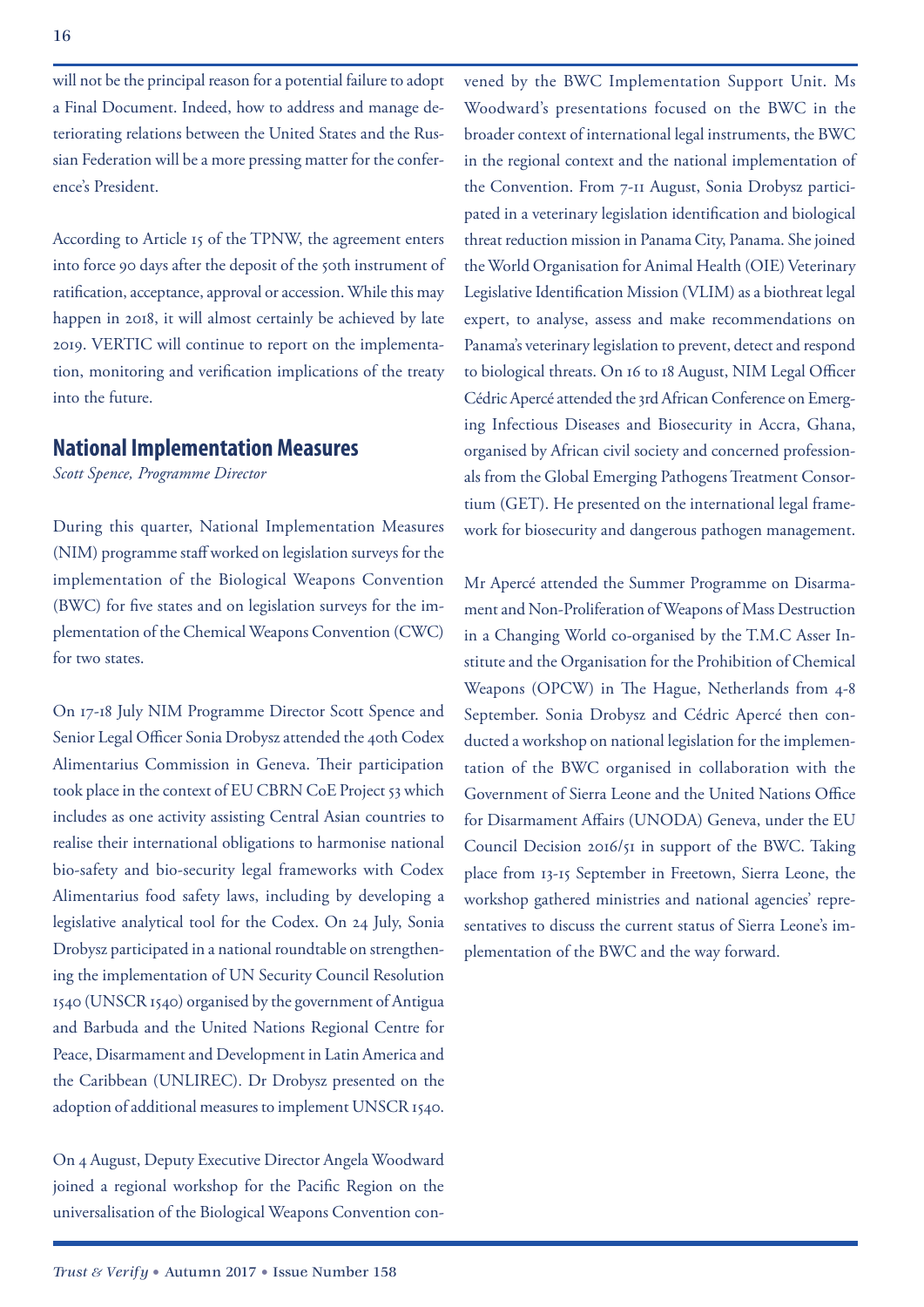will not be the principal reason for a potential failure to adopt a Final Document. Indeed, how to address and manage deteriorating relations between the United States and the Russian Federation will be a more pressing matter for the conference's President.

According to Article 15 of the TPNW, the agreement enters into force 90 days after the deposit of the 50th instrument of ratification, acceptance, approval or accession. While this may happen in 2018, it will almost certainly be achieved by late 2019. VERTIC will continue to report on the implementation, monitoring and verification implications of the treaty into the future.

## National Implementation Measures

*Scott Spence, Programme Director*

During this quarter, National Implementation Measures (NIM) programme staff worked on legislation surveys for the implementation of the Biological Weapons Convention (BWC) for five states and on legislation surveys for the implementation of the Chemical Weapons Convention (CWC) for two states.

On 17-18 July NIM Programme Director Scott Spence and Senior Legal Officer Sonia Drobysz attended the 40th Codex Alimentarius Commission in Geneva. Their participation took place in the context of EU CBRN CoE Project 53 which includes as one activity assisting Central Asian countries to realise their international obligations to harmonise national bio-safety and bio-security legal frameworks with Codex Alimentarius food safety laws, including by developing a legislative analytical tool for the Codex. On 24 July, Sonia Drobysz participated in a national roundtable on strengthening the implementation of UN Security Council Resolution 1540 (UNSCR 1540) organised by the government of Antigua and Barbuda and the United Nations Regional Centre for Peace, Disarmament and Development in Latin America and the Caribbean (UNLIREC). Dr Drobysz presented on the adoption of additional measures to implement UNSCR 1540.

On 4 August, Deputy Executive Director Angela Woodward joined a regional workshop for the Pacific Region on the universalisation of the Biological Weapons Convention convened by the BWC Implementation Support Unit. Ms Woodward's presentations focused on the BWC in the broader context of international legal instruments, the BWC in the regional context and the national implementation of the Convention. From 7-11 August, Sonia Drobysz participated in a veterinary legislation identification and biological threat reduction mission in Panama City, Panama. She joined the World Organisation for Animal Health (OIE) Veterinary Legislative Identification Mission (VLIM) as a biothreat legal expert, to analyse, assess and make recommendations on Panama's veterinary legislation to prevent, detect and respond to biological threats. On 16 to 18 August, NIM Legal Officer Cédric Apercé attended the 3rd African Conference on Emerging Infectious Diseases and Biosecurity in Accra, Ghana, organised by African civil society and concerned professionals from the Global Emerging Pathogens Treatment Consortium (GET). He presented on the international legal framework for biosecurity and dangerous pathogen management.

Mr Apercé attended the Summer Programme on Disarmament and Non-Proliferation of Weapons of Mass Destruction in a Changing World co-organised by the T.M.C Asser Institute and the Organisation for the Prohibition of Chemical Weapons (OPCW) in The Hague, Netherlands from 4-8 September. Sonia Drobysz and Cédric Apercé then conducted a workshop on national legislation for the implementation of the BWC organised in collaboration with the Government of Sierra Leone and the United Nations Office for Disarmament Affairs (UNODA) Geneva, under the EU Council Decision 2016/51 in support of the BWC. Taking place from 13-15 September in Freetown, Sierra Leone, the workshop gathered ministries and national agencies' representatives to discuss the current status of Sierra Leone's implementation of the BWC and the way forward.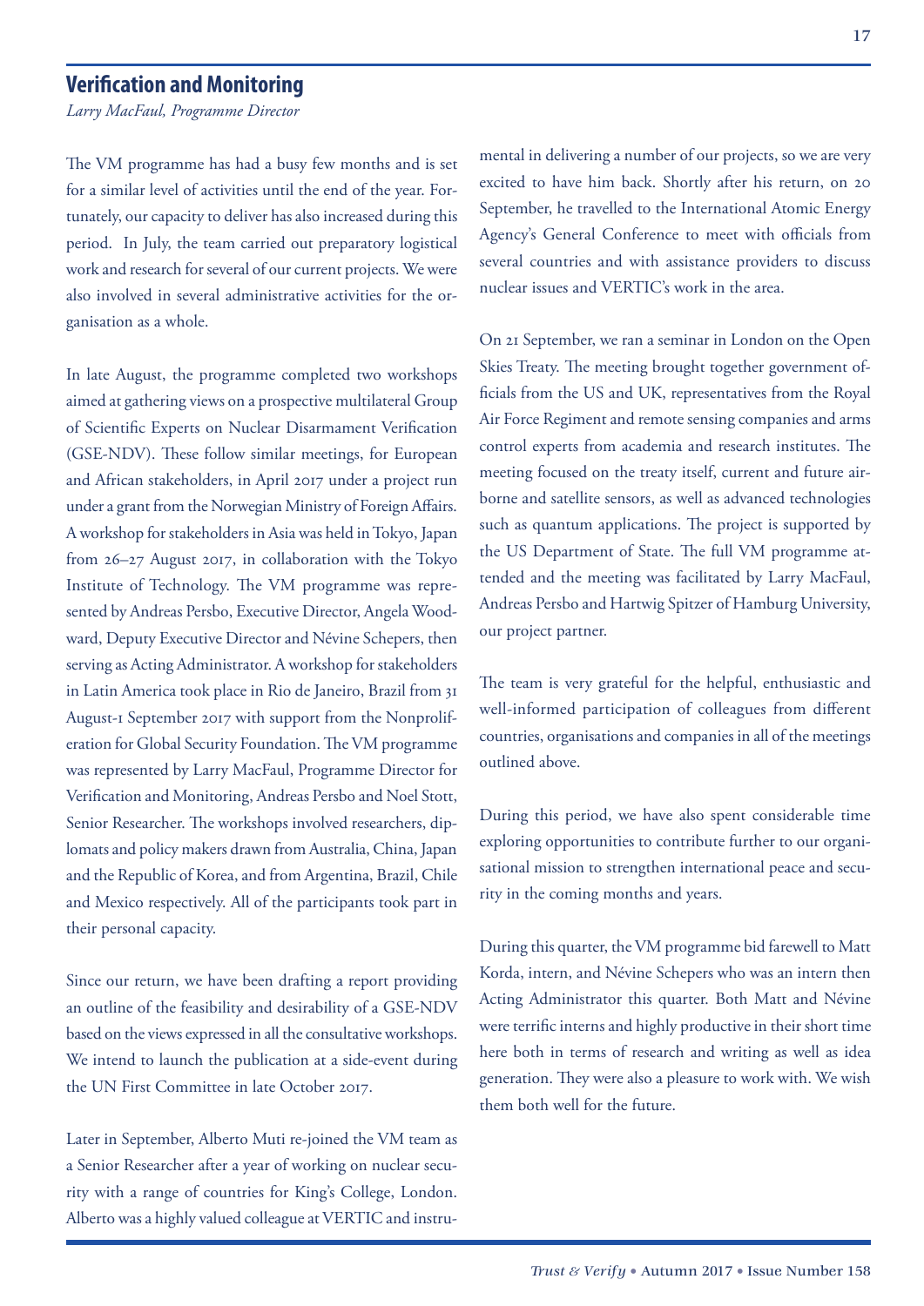## Verification and Monitoring

*Larry MacFaul, Programme Director*

The VM programme has had a busy few months and is set for a similar level of activities until the end of the year. Fortunately, our capacity to deliver has also increased during this period. In July, the team carried out preparatory logistical work and research for several of our current projects. We were also involved in several administrative activities for the organisation as a whole.

In late August, the programme completed two workshops aimed at gathering views on a prospective multilateral Group of Scientific Experts on Nuclear Disarmament Verification (GSE-NDV). These follow similar meetings, for European and African stakeholders, in April 2017 under a project run under a grant from the Norwegian Ministry of Foreign Affairs. A workshop for stakeholders in Asia was held in Tokyo, Japan from 26–27 August 2017, in collaboration with the Tokyo Institute of Technology. The VM programme was represented by Andreas Persbo, Executive Director, Angela Woodward, Deputy Executive Director and Névine Schepers, then serving as Acting Administrator. A workshop for stakeholders in Latin America took place in Rio de Janeiro, Brazil from 31 August-1 September 2017 with support from the Nonproliferation for Global Security Foundation. The VM programme was represented by Larry MacFaul, Programme Director for Verification and Monitoring, Andreas Persbo and Noel Stott, Senior Researcher. The workshops involved researchers, diplomats and policy makers drawn from Australia, China, Japan and the Republic of Korea, and from Argentina, Brazil, Chile and Mexico respectively. All of the participants took part in their personal capacity.

Since our return, we have been drafting a report providing an outline of the feasibility and desirability of a GSE-NDV based on the views expressed in all the consultative workshops. We intend to launch the publication at a side-event during the UN First Committee in late October 2017.

Later in September, Alberto Muti re-joined the VM team as a Senior Researcher after a year of working on nuclear security with a range of countries for King's College, London. Alberto was a highly valued colleague at VERTIC and instrumental in delivering a number of our projects, so we are very excited to have him back. Shortly after his return, on 20 September, he travelled to the International Atomic Energy Agency's General Conference to meet with officials from several countries and with assistance providers to discuss nuclear issues and VERTIC's work in the area.

On 21 September, we ran a seminar in London on the Open Skies Treaty. The meeting brought together government officials from the US and UK, representatives from the Royal Air Force Regiment and remote sensing companies and arms control experts from academia and research institutes. The meeting focused on the treaty itself, current and future airborne and satellite sensors, as well as advanced technologies such as quantum applications. The project is supported by the US Department of State. The full VM programme attended and the meeting was facilitated by Larry MacFaul, Andreas Persbo and Hartwig Spitzer of Hamburg University, our project partner.

The team is very grateful for the helpful, enthusiastic and well-informed participation of colleagues from different countries, organisations and companies in all of the meetings outlined above.

During this period, we have also spent considerable time exploring opportunities to contribute further to our organisational mission to strengthen international peace and security in the coming months and years.

During this quarter, the VM programme bid farewell to Matt Korda, intern, and Névine Schepers who was an intern then Acting Administrator this quarter. Both Matt and Névine were terrific interns and highly productive in their short time here both in terms of research and writing as well as idea generation. They were also a pleasure to work with. We wish them both well for the future.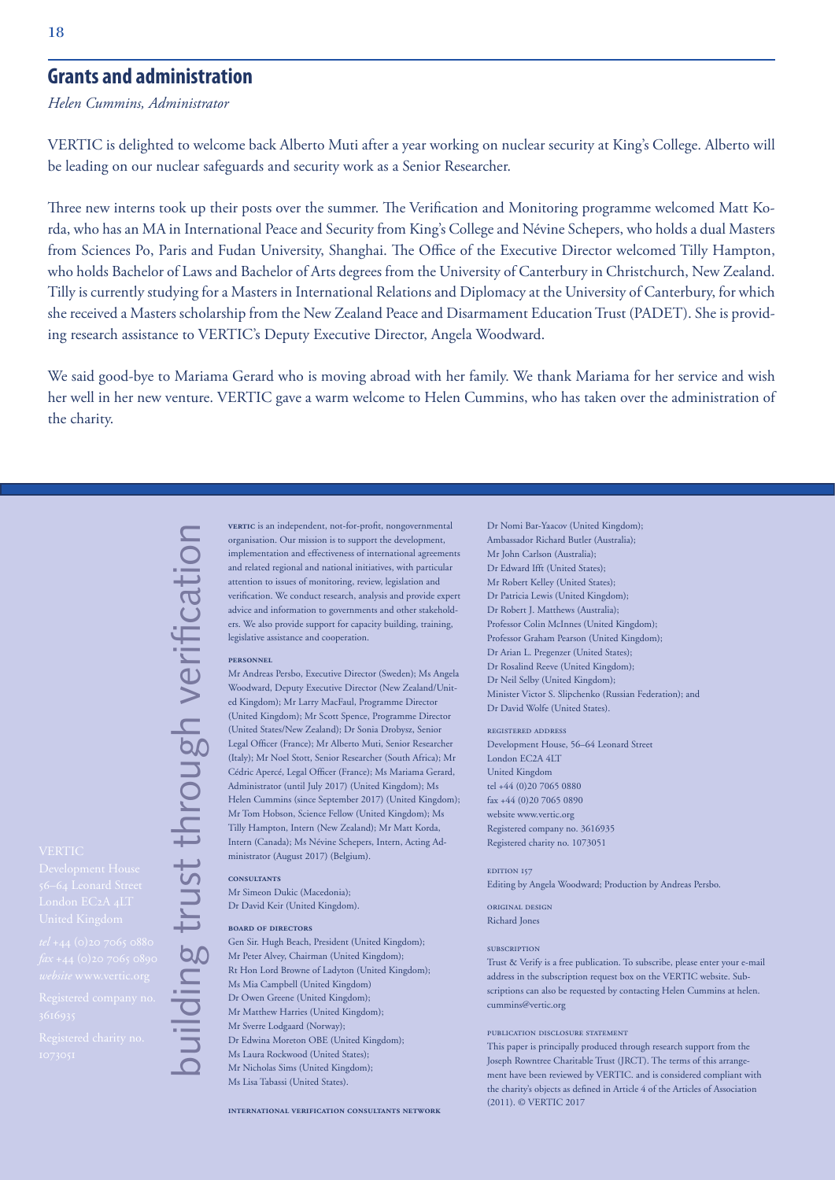## Grants and administration

*Helen Cummins, Administrator*

VERTIC is delighted to welcome back Alberto Muti after a year working on nuclear security at King's College. Alberto will be leading on our nuclear safeguards and security work as a Senior Researcher.

Three new interns took up their posts over the summer. The Verification and Monitoring programme welcomed Matt Korda, who has an MA in International Peace and Security from King's College and Névine Schepers, who holds a dual Masters from Sciences Po, Paris and Fudan University, Shanghai. The Office of the Executive Director welcomed Tilly Hampton, who holds Bachelor of Laws and Bachelor of Arts degrees from the University of Canterbury in Christchurch, New Zealand. Tilly is currently studying for a Masters in International Relations and Diplomacy at the University of Canterbury, for which she received a Masters scholarship from the New Zealand Peace and Disarmament Education Trust (PADET). She is providing research assistance to VERTIC's Deputy Executive Director, Angela Woodward.

We said good-bye to Mariama Gerard who is moving abroad with her family. We thank Mariama for her service and wish her well in her new venture. VERTIC gave a warm welcome to Helen Cummins, who has taken over the administration of the charity.

---

building trust through verification

VERTIC
Development House
56–64 Leonard Street
London EC2A 4LT
United Kingdom

*tel* +44 (0)20 7065 0880
*fax* +44 (0)20 7065 0890
*website* www.vertic.org

Registered company no. 3616935

Registered charity no. 1073051

**VERTIC** is an independent, not-for-profit, nongovernmental organisation. Our mission is to support the development, implementation and effectiveness of international agreements and related regional and national initiatives, with particular attention to issues of monitoring, review, legislation and verification. We conduct research, analysis and provide expert advice and information to governments and other stakeholders. We also provide support for capacity building, training, legislative assistance and cooperation.

**PERSONNEL**

Mr Andreas Persbo, Executive Director (Sweden); Ms Angela Woodward, Deputy Executive Director (New Zealand/United Kingdom); Mr Larry MacFaul, Programme Director (United Kingdom); Mr Scott Spence, Programme Director (United States/New Zealand); Dr Sonia Drobysz, Senior Legal Officer (France); Mr Alberto Muti, Senior Researcher (Italy); Mr Noel Stott, Senior Researcher (South Africa); Mr Cédric Apercé, Legal Officer (France); Ms Mariama Gerard, Administrator (until July 2017) (United Kingdom); Ms Helen Cummins (since September 2017) (United Kingdom); Mr Tom Hobson, Science Fellow (United Kingdom); Ms Tilly Hampton, Intern (New Zealand); Mr Matt Korda, Intern (Canada); Ms Névine Schepers, Intern, Acting Administrator (August 2017) (Belgium).

**CONSULTANTS**

Mr Simeon Dukic (Macedonia);
Dr David Keir (United Kingdom).

**BOARD OF DIRECTORS**

Gen Sir. Hugh Beach, President (United Kingdom);
Mr Peter Alvey, Chairman (United Kingdom);
Rt Hon Lord Browne of Ladyton (United Kingdom);
Ms Mia Campbell (United Kingdom)
Dr Owen Greene (United Kingdom);
Mr Matthew Harries (United Kingdom);
Mr Sverre Lodgaard (Norway);
Dr Edwina Moreton OBE (United Kingdom);
Ms Laura Rockwood (United States);
Mr Nicholas Sims (United Kingdom);
Ms Lisa Tabassi (United States).

**INTERNATIONAL VERIFICATION CONSULTANTS NETWORK**

Dr Nomi Bar-Yaacov (United Kingdom);
Ambassador Richard Butler (Australia);
Mr John Carlson (Australia);
Dr Edward Ifft (United States);
Mr Robert Kelley (United States);
Dr Patricia Lewis (United Kingdom);
Dr Robert J. Matthews (Australia);
Professor Colin McInnes (United Kingdom);
Professor Graham Pearson (United Kingdom);
Dr Arian L. Pregenzer (United States);
Dr Rosalind Reeve (United Kingdom);
Dr Neil Selby (United Kingdom);
Minister Victor S. Slipchenko (Russian Federation); and
Dr David Wolfe (United States).

**REGISTERED ADDRESS**

Development House, 56–64 Leonard Street
London EC2A 4LT
United Kingdom
tel +44 (0)20 7065 0880
fax +44 (0)20 7065 0890
website www.vertic.org
Registered company no. 3616935
Registered charity no. 1073051

**EDITION 157**

Editing by Angela Woodward; Production by Andreas Persbo.

**ORIGINAL DESIGN**

Richard Jones

**SUBSCRIPTION**

Trust & Verify is a free publication. To subscribe, please enter your e-mail address in the subscription request box on the VERTIC website. Subscriptions can also be requested by contacting Helen Cummins at helen.cummins@vertic.org

**PUBLICATION DISCLOSURE STATEMENT**

This paper is principally produced through research support from the Joseph Rowntree Charitable Trust (JRCT). The terms of this arrangement have been reviewed by VERTIC. and is considered compliant with the charity's objects as defined in Article 4 of the Articles of Association (2011). © VERTIC 2017